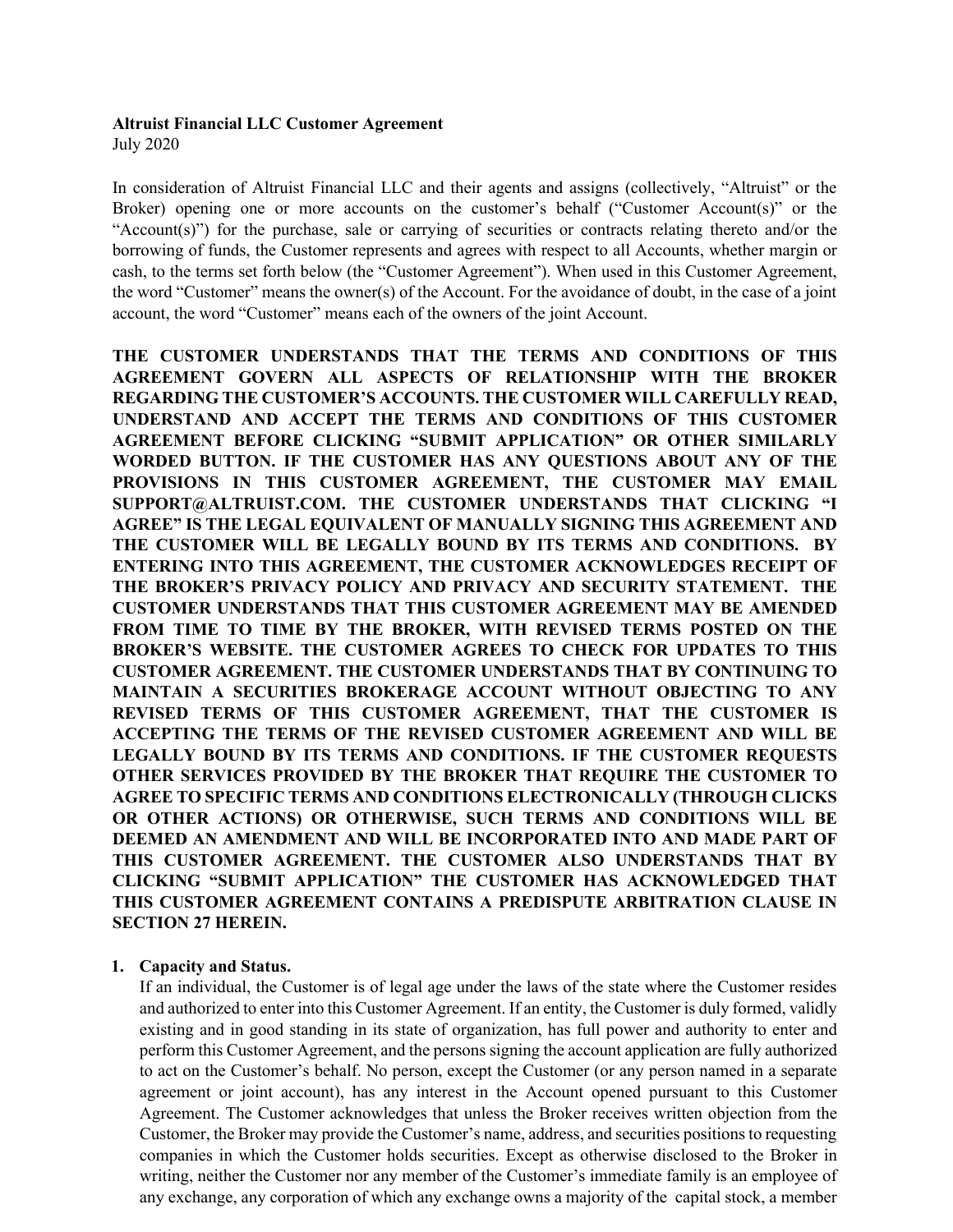**Altruist Financial LLC Customer Agreement**
July 2020

In consideration of Altruist Financial LLC and their agents and assigns (collectively, "Altruist" or the Broker) opening one or more accounts on the customer's behalf ("Customer Account(s)" or the "Account(s)") for the purchase, sale or carrying of securities or contracts relating thereto and/or the borrowing of funds, the Customer represents and agrees with respect to all Accounts, whether margin or cash, to the terms set forth below (the "Customer Agreement"). When used in this Customer Agreement, the word "Customer" means the owner(s) of the Account. For the avoidance of doubt, in the case of a joint account, the word "Customer" means each of the owners of the joint Account.

**THE CUSTOMER UNDERSTANDS THAT THE TERMS AND CONDITIONS OF THIS AGREEMENT GOVERN ALL ASPECTS OF RELATIONSHIP WITH THE BROKER REGARDING THE CUSTOMER'S ACCOUNTS. THE CUSTOMER WILL CAREFULLY READ, UNDERSTAND AND ACCEPT THE TERMS AND CONDITIONS OF THIS CUSTOMER AGREEMENT BEFORE CLICKING "SUBMIT APPLICATION" OR OTHER SIMILARLY WORDED BUTTON. IF THE CUSTOMER HAS ANY QUESTIONS ABOUT ANY OF THE PROVISIONS IN THIS CUSTOMER AGREEMENT, THE CUSTOMER MAY EMAIL SUPPORT@ALTRUIST.COM. THE CUSTOMER UNDERSTANDS THAT CLICKING "I AGREE" IS THE LEGAL EQUIVALENT OF MANUALLY SIGNING THIS AGREEMENT AND THE CUSTOMER WILL BE LEGALLY BOUND BY ITS TERMS AND CONDITIONS. BY ENTERING INTO THIS AGREEMENT, THE CUSTOMER ACKNOWLEDGES RECEIPT OF THE BROKER'S PRIVACY POLICY AND PRIVACY AND SECURITY STATEMENT. THE CUSTOMER UNDERSTANDS THAT THIS CUSTOMER AGREEMENT MAY BE AMENDED FROM TIME TO TIME BY THE BROKER, WITH REVISED TERMS POSTED ON THE BROKER'S WEBSITE. THE CUSTOMER AGREES TO CHECK FOR UPDATES TO THIS CUSTOMER AGREEMENT. THE CUSTOMER UNDERSTANDS THAT BY CONTINUING TO MAINTAIN A SECURITIES BROKERAGE ACCOUNT WITHOUT OBJECTING TO ANY REVISED TERMS OF THIS CUSTOMER AGREEMENT, THAT THE CUSTOMER IS ACCEPTING THE TERMS OF THE REVISED CUSTOMER AGREEMENT AND WILL BE LEGALLY BOUND BY ITS TERMS AND CONDITIONS. IF THE CUSTOMER REQUESTS OTHER SERVICES PROVIDED BY THE BROKER THAT REQUIRE THE CUSTOMER TO AGREE TO SPECIFIC TERMS AND CONDITIONS ELECTRONICALLY (THROUGH CLICKS OR OTHER ACTIONS) OR OTHERWISE, SUCH TERMS AND CONDITIONS WILL BE DEEMED AN AMENDMENT AND WILL BE INCORPORATED INTO AND MADE PART OF THIS CUSTOMER AGREEMENT. THE CUSTOMER ALSO UNDERSTANDS THAT BY CLICKING "SUBMIT APPLICATION" THE CUSTOMER HAS ACKNOWLEDGED THAT THIS CUSTOMER AGREEMENT CONTAINS A PREDISPUTE ARBITRATION CLAUSE IN SECTION 27 HEREIN.**

1. **Capacity and Status.**
   If an individual, the Customer is of legal age under the laws of the state where the Customer resides and authorized to enter into this Customer Agreement. If an entity, the Customer is duly formed, validly existing and in good standing in its state of organization, has full power and authority to enter and perform this Customer Agreement, and the persons signing the account application are fully authorized to act on the Customer's behalf. No person, except the Customer (or any person named in a separate agreement or joint account), has any interest in the Account opened pursuant to this Customer Agreement. The Customer acknowledges that unless the Broker receives written objection from the Customer, the Broker may provide the Customer's name, address, and securities positions to requesting companies in which the Customer holds securities. Except as otherwise disclosed to the Broker in writing, neither the Customer nor any member of the Customer's immediate family is an employee of any exchange, any corporation of which any exchange owns a majority of the capital stock, a member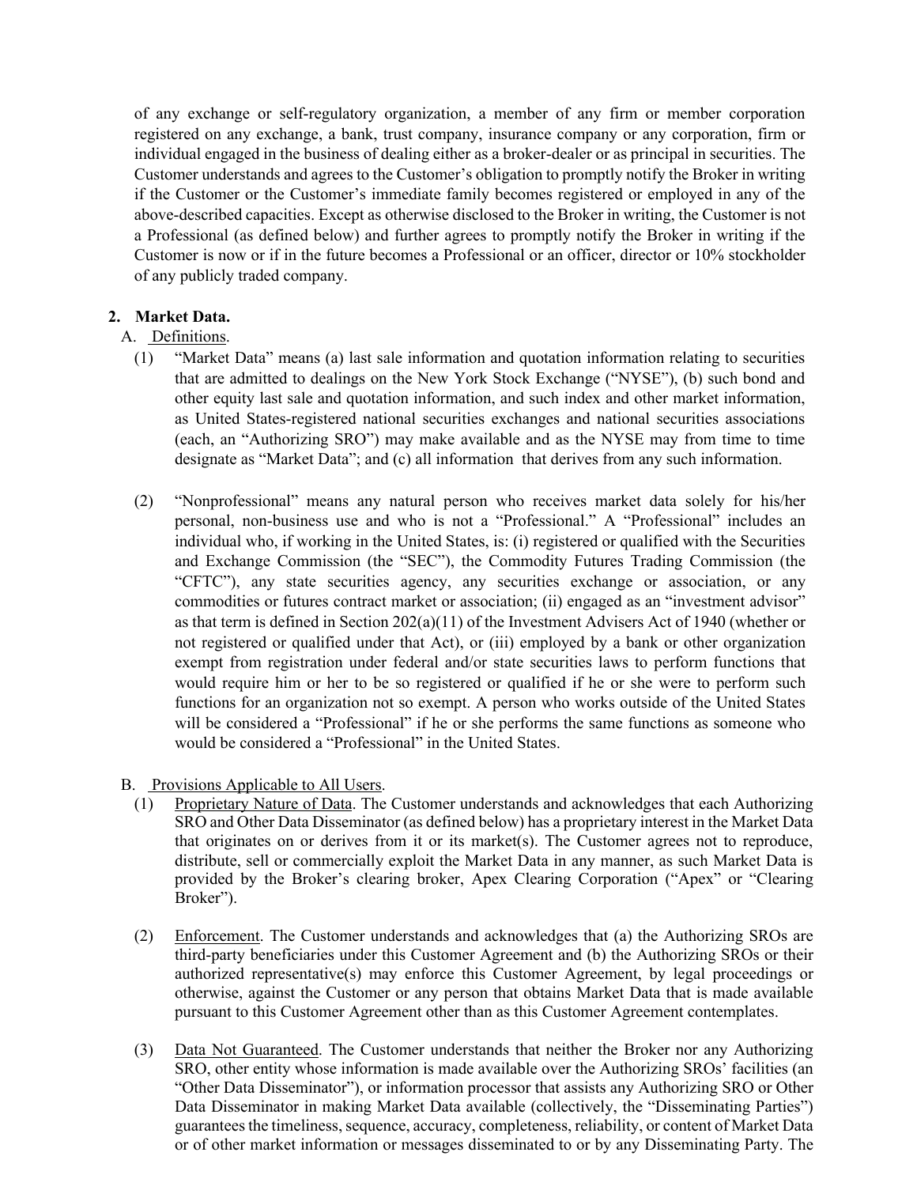of any exchange or self-regulatory organization, a member of any firm or member corporation registered on any exchange, a bank, trust company, insurance company or any corporation, firm or individual engaged in the business of dealing either as a broker-dealer or as principal in securities. The Customer understands and agrees to the Customer's obligation to promptly notify the Broker in writing if the Customer or the Customer's immediate family becomes registered or employed in any of the above-described capacities. Except as otherwise disclosed to the Broker in writing, the Customer is not a Professional (as defined below) and further agrees to promptly notify the Broker in writing if the Customer is now or if in the future becomes a Professional or an officer, director or 10% stockholder of any publicly traded company.

**2. Market Data.**

A. Definitions.

(1) "Market Data" means (a) last sale information and quotation information relating to securities that are admitted to dealings on the New York Stock Exchange ("NYSE"), (b) such bond and other equity last sale and quotation information, and such index and other market information, as United States-registered national securities exchanges and national securities associations (each, an "Authorizing SRO") may make available and as the NYSE may from time to time designate as "Market Data"; and (c) all information that derives from any such information.

(2) "Nonprofessional" means any natural person who receives market data solely for his/her personal, non-business use and who is not a "Professional." A "Professional" includes an individual who, if working in the United States, is: (i) registered or qualified with the Securities and Exchange Commission (the "SEC"), the Commodity Futures Trading Commission (the "CFTC"), any state securities agency, any securities exchange or association, or any commodities or futures contract market or association; (ii) engaged as an "investment advisor" as that term is defined in Section 202(a)(11) of the Investment Advisers Act of 1940 (whether or not registered or qualified under that Act), or (iii) employed by a bank or other organization exempt from registration under federal and/or state securities laws to perform functions that would require him or her to be so registered or qualified if he or she were to perform such functions for an organization not so exempt. A person who works outside of the United States will be considered a "Professional" if he or she performs the same functions as someone who would be considered a "Professional" in the United States.

B. Provisions Applicable to All Users.

(1) Proprietary Nature of Data. The Customer understands and acknowledges that each Authorizing SRO and Other Data Disseminator (as defined below) has a proprietary interest in the Market Data that originates on or derives from it or its market(s). The Customer agrees not to reproduce, distribute, sell or commercially exploit the Market Data in any manner, as such Market Data is provided by the Broker's clearing broker, Apex Clearing Corporation ("Apex" or "Clearing Broker").

(2) Enforcement. The Customer understands and acknowledges that (a) the Authorizing SROs are third-party beneficiaries under this Customer Agreement and (b) the Authorizing SROs or their authorized representative(s) may enforce this Customer Agreement, by legal proceedings or otherwise, against the Customer or any person that obtains Market Data that is made available pursuant to this Customer Agreement other than as this Customer Agreement contemplates.

(3) Data Not Guaranteed. The Customer understands that neither the Broker nor any Authorizing SRO, other entity whose information is made available over the Authorizing SROs' facilities (an "Other Data Disseminator"), or information processor that assists any Authorizing SRO or Other Data Disseminator in making Market Data available (collectively, the "Disseminating Parties") guarantees the timeliness, sequence, accuracy, completeness, reliability, or content of Market Data or of other market information or messages disseminated to or by any Disseminating Party. The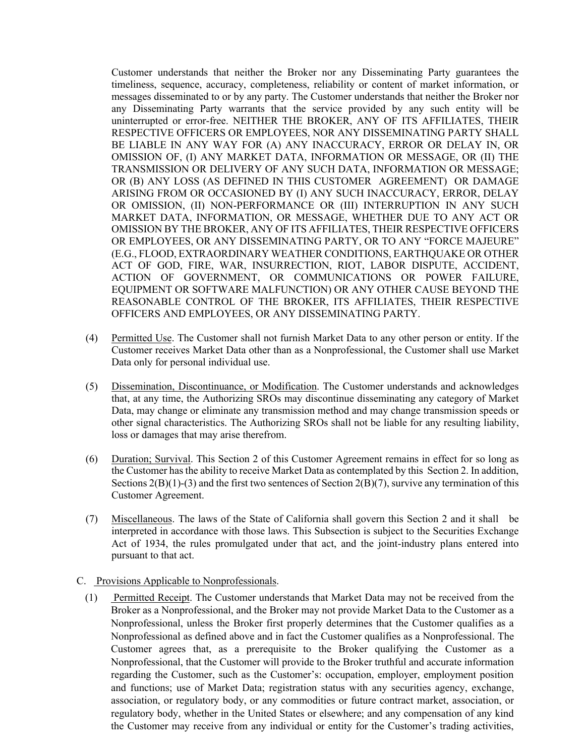Customer understands that neither the Broker nor any Disseminating Party guarantees the timeliness, sequence, accuracy, completeness, reliability or content of market information, or messages disseminated to or by any party. The Customer understands that neither the Broker nor any Disseminating Party warrants that the service provided by any such entity will be uninterrupted or error-free. NEITHER THE BROKER, ANY OF ITS AFFILIATES, THEIR RESPECTIVE OFFICERS OR EMPLOYEES, NOR ANY DISSEMINATING PARTY SHALL BE LIABLE IN ANY WAY FOR (A) ANY INACCURACY, ERROR OR DELAY IN, OR OMISSION OF, (I) ANY MARKET DATA, INFORMATION OR MESSAGE, OR (II) THE TRANSMISSION OR DELIVERY OF ANY SUCH DATA, INFORMATION OR MESSAGE; OR (B) ANY LOSS (AS DEFINED IN THIS CUSTOMER AGREEMENT) OR DAMAGE ARISING FROM OR OCCASIONED BY (I) ANY SUCH INACCURACY, ERROR, DELAY OR OMISSION, (II) NON-PERFORMANCE OR (III) INTERRUPTION IN ANY SUCH MARKET DATA, INFORMATION, OR MESSAGE, WHETHER DUE TO ANY ACT OR OMISSION BY THE BROKER, ANY OF ITS AFFILIATES, THEIR RESPECTIVE OFFICERS OR EMPLOYEES, OR ANY DISSEMINATING PARTY, OR TO ANY "FORCE MAJEURE" (E.G., FLOOD, EXTRAORDINARY WEATHER CONDITIONS, EARTHQUAKE OR OTHER ACT OF GOD, FIRE, WAR, INSURRECTION, RIOT, LABOR DISPUTE, ACCIDENT, ACTION OF GOVERNMENT, OR COMMUNICATIONS OR POWER FAILURE, EQUIPMENT OR SOFTWARE MALFUNCTION) OR ANY OTHER CAUSE BEYOND THE REASONABLE CONTROL OF THE BROKER, ITS AFFILIATES, THEIR RESPECTIVE OFFICERS AND EMPLOYEES, OR ANY DISSEMINATING PARTY.

(4) Permitted Use. The Customer shall not furnish Market Data to any other person or entity. If the Customer receives Market Data other than as a Nonprofessional, the Customer shall use Market Data only for personal individual use.

(5) Dissemination, Discontinuance, or Modification. The Customer understands and acknowledges that, at any time, the Authorizing SROs may discontinue disseminating any category of Market Data, may change or eliminate any transmission method and may change transmission speeds or other signal characteristics. The Authorizing SROs shall not be liable for any resulting liability, loss or damages that may arise therefrom.

(6) Duration; Survival. This Section 2 of this Customer Agreement remains in effect for so long as the Customer has the ability to receive Market Data as contemplated by this Section 2. In addition, Sections 2(B)(1)-(3) and the first two sentences of Section 2(B)(7), survive any termination of this Customer Agreement.

(7) Miscellaneous. The laws of the State of California shall govern this Section 2 and it shall be interpreted in accordance with those laws. This Subsection is subject to the Securities Exchange Act of 1934, the rules promulgated under that act, and the joint-industry plans entered into pursuant to that act.

C. Provisions Applicable to Nonprofessionals.

(1) Permitted Receipt. The Customer understands that Market Data may not be received from the Broker as a Nonprofessional, and the Broker may not provide Market Data to the Customer as a Nonprofessional, unless the Broker first properly determines that the Customer qualifies as a Nonprofessional as defined above and in fact the Customer qualifies as a Nonprofessional. The Customer agrees that, as a prerequisite to the Broker qualifying the Customer as a Nonprofessional, that the Customer will provide to the Broker truthful and accurate information regarding the Customer, such as the Customer's: occupation, employer, employment position and functions; use of Market Data; registration status with any securities agency, exchange, association, or regulatory body, or any commodities or future contract market, association, or regulatory body, whether in the United States or elsewhere; and any compensation of any kind the Customer may receive from any individual or entity for the Customer's trading activities,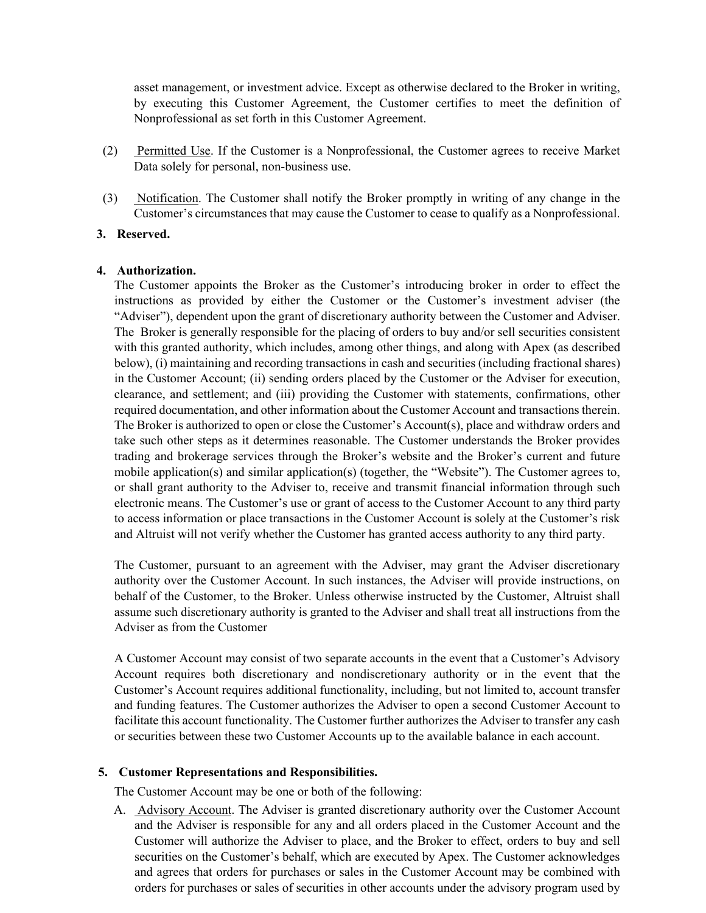asset management, or investment advice. Except as otherwise declared to the Broker in writing, by executing this Customer Agreement, the Customer certifies to meet the definition of Nonprofessional as set forth in this Customer Agreement.

(2) Permitted Use. If the Customer is a Nonprofessional, the Customer agrees to receive Market Data solely for personal, non-business use.

(3) Notification. The Customer shall notify the Broker promptly in writing of any change in the Customer's circumstances that may cause the Customer to cease to qualify as a Nonprofessional.

**3. Reserved.**

**4. Authorization.**

The Customer appoints the Broker as the Customer's introducing broker in order to effect the instructions as provided by either the Customer or the Customer's investment adviser (the "Adviser"), dependent upon the grant of discretionary authority between the Customer and Adviser. The Broker is generally responsible for the placing of orders to buy and/or sell securities consistent with this granted authority, which includes, among other things, and along with Apex (as described below), (i) maintaining and recording transactions in cash and securities (including fractional shares) in the Customer Account; (ii) sending orders placed by the Customer or the Adviser for execution, clearance, and settlement; and (iii) providing the Customer with statements, confirmations, other required documentation, and other information about the Customer Account and transactions therein. The Broker is authorized to open or close the Customer's Account(s), place and withdraw orders and take such other steps as it determines reasonable. The Customer understands the Broker provides trading and brokerage services through the Broker's website and the Broker's current and future mobile application(s) and similar application(s) (together, the "Website"). The Customer agrees to, or shall grant authority to the Adviser to, receive and transmit financial information through such electronic means. The Customer's use or grant of access to the Customer Account to any third party to access information or place transactions in the Customer Account is solely at the Customer's risk and Altruist will not verify whether the Customer has granted access authority to any third party.

The Customer, pursuant to an agreement with the Adviser, may grant the Adviser discretionary authority over the Customer Account. In such instances, the Adviser will provide instructions, on behalf of the Customer, to the Broker. Unless otherwise instructed by the Customer, Altruist shall assume such discretionary authority is granted to the Adviser and shall treat all instructions from the Adviser as from the Customer

A Customer Account may consist of two separate accounts in the event that a Customer's Advisory Account requires both discretionary and nondiscretionary authority or in the event that the Customer's Account requires additional functionality, including, but not limited to, account transfer and funding features. The Customer authorizes the Adviser to open a second Customer Account to facilitate this account functionality. The Customer further authorizes the Adviser to transfer any cash or securities between these two Customer Accounts up to the available balance in each account.

**5. Customer Representations and Responsibilities.**

The Customer Account may be one or both of the following:

A. Advisory Account. The Adviser is granted discretionary authority over the Customer Account and the Adviser is responsible for any and all orders placed in the Customer Account and the Customer will authorize the Adviser to place, and the Broker to effect, orders to buy and sell securities on the Customer's behalf, which are executed by Apex. The Customer acknowledges and agrees that orders for purchases or sales in the Customer Account may be combined with orders for purchases or sales of securities in other accounts under the advisory program used by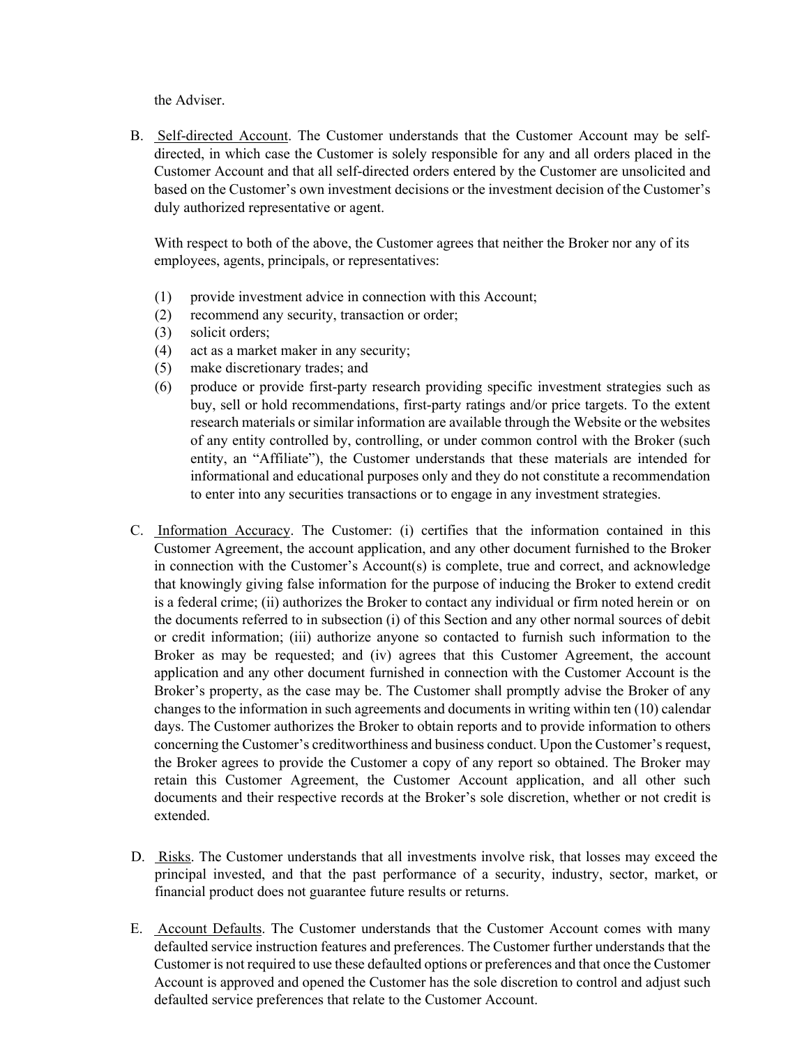the Adviser.

B. Self-directed Account. The Customer understands that the Customer Account may be self-directed, in which case the Customer is solely responsible for any and all orders placed in the Customer Account and that all self-directed orders entered by the Customer are unsolicited and based on the Customer's own investment decisions or the investment decision of the Customer's duly authorized representative or agent.

   With respect to both of the above, the Customer agrees that neither the Broker nor any of its employees, agents, principals, or representatives:

   (1) provide investment advice in connection with this Account;
   (2) recommend any security, transaction or order;
   (3) solicit orders;
   (4) act as a market maker in any security;
   (5) make discretionary trades; and
   (6) produce or provide first-party research providing specific investment strategies such as buy, sell or hold recommendations, first-party ratings and/or price targets. To the extent research materials or similar information are available through the Website or the websites of any entity controlled by, controlling, or under common control with the Broker (such entity, an "Affiliate"), the Customer understands that these materials are intended for informational and educational purposes only and they do not constitute a recommendation to enter into any securities transactions or to engage in any investment strategies.

C. Information Accuracy. The Customer: (i) certifies that the information contained in this Customer Agreement, the account application, and any other document furnished to the Broker in connection with the Customer's Account(s) is complete, true and correct, and acknowledge that knowingly giving false information for the purpose of inducing the Broker to extend credit is a federal crime; (ii) authorizes the Broker to contact any individual or firm noted herein or on the documents referred to in subsection (i) of this Section and any other normal sources of debit or credit information; (iii) authorize anyone so contacted to furnish such information to the Broker as may be requested; and (iv) agrees that this Customer Agreement, the account application and any other document furnished in connection with the Customer Account is the Broker's property, as the case may be. The Customer shall promptly advise the Broker of any changes to the information in such agreements and documents in writing within ten (10) calendar days. The Customer authorizes the Broker to obtain reports and to provide information to others concerning the Customer's creditworthiness and business conduct. Upon the Customer's request, the Broker agrees to provide the Customer a copy of any report so obtained. The Broker may retain this Customer Agreement, the Customer Account application, and all other such documents and their respective records at the Broker's sole discretion, whether or not credit is extended.

D. Risks. The Customer understands that all investments involve risk, that losses may exceed the principal invested, and that the past performance of a security, industry, sector, market, or financial product does not guarantee future results or returns.

E. Account Defaults. The Customer understands that the Customer Account comes with many defaulted service instruction features and preferences. The Customer further understands that the Customer is not required to use these defaulted options or preferences and that once the Customer Account is approved and opened the Customer has the sole discretion to control and adjust such defaulted service preferences that relate to the Customer Account.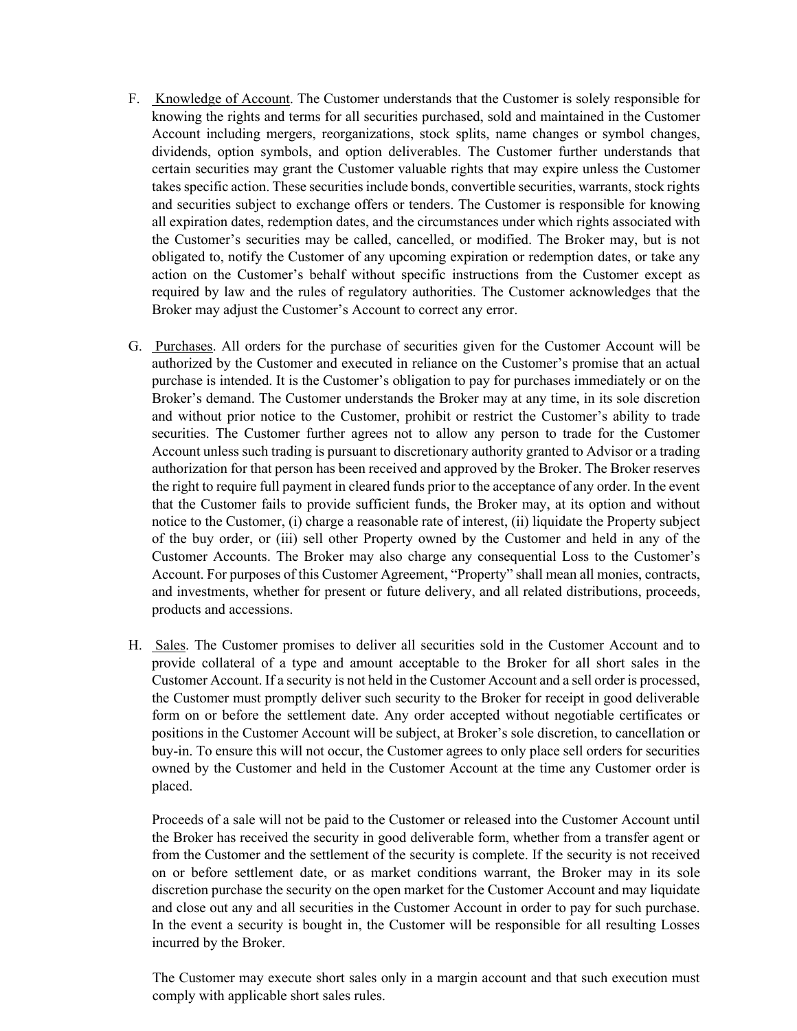F. <u>Knowledge of Account</u>. The Customer understands that the Customer is solely responsible for knowing the rights and terms for all securities purchased, sold and maintained in the Customer Account including mergers, reorganizations, stock splits, name changes or symbol changes, dividends, option symbols, and option deliverables. The Customer further understands that certain securities may grant the Customer valuable rights that may expire unless the Customer takes specific action. These securities include bonds, convertible securities, warrants, stock rights and securities subject to exchange offers or tenders. The Customer is responsible for knowing all expiration dates, redemption dates, and the circumstances under which rights associated with the Customer's securities may be called, cancelled, or modified. The Broker may, but is not obligated to, notify the Customer of any upcoming expiration or redemption dates, or take any action on the Customer's behalf without specific instructions from the Customer except as required by law and the rules of regulatory authorities. The Customer acknowledges that the Broker may adjust the Customer's Account to correct any error.

G. <u>Purchases</u>. All orders for the purchase of securities given for the Customer Account will be authorized by the Customer and executed in reliance on the Customer's promise that an actual purchase is intended. It is the Customer's obligation to pay for purchases immediately or on the Broker's demand. The Customer understands the Broker may at any time, in its sole discretion and without prior notice to the Customer, prohibit or restrict the Customer's ability to trade securities. The Customer further agrees not to allow any person to trade for the Customer Account unless such trading is pursuant to discretionary authority granted to Advisor or a trading authorization for that person has been received and approved by the Broker. The Broker reserves the right to require full payment in cleared funds prior to the acceptance of any order. In the event that the Customer fails to provide sufficient funds, the Broker may, at its option and without notice to the Customer, (i) charge a reasonable rate of interest, (ii) liquidate the Property subject of the buy order, or (iii) sell other Property owned by the Customer and held in any of the Customer Accounts. The Broker may also charge any consequential Loss to the Customer's Account. For purposes of this Customer Agreement, "Property" shall mean all monies, contracts, and investments, whether for present or future delivery, and all related distributions, proceeds, products and accessions.

H. <u>Sales</u>. The Customer promises to deliver all securities sold in the Customer Account and to provide collateral of a type and amount acceptable to the Broker for all short sales in the Customer Account. If a security is not held in the Customer Account and a sell order is processed, the Customer must promptly deliver such security to the Broker for receipt in good deliverable form on or before the settlement date. Any order accepted without negotiable certificates or positions in the Customer Account will be subject, at Broker's sole discretion, to cancellation or buy-in. To ensure this will not occur, the Customer agrees to only place sell orders for securities owned by the Customer and held in the Customer Account at the time any Customer order is placed.

   Proceeds of a sale will not be paid to the Customer or released into the Customer Account until the Broker has received the security in good deliverable form, whether from a transfer agent or from the Customer and the settlement of the security is complete. If the security is not received on or before settlement date, or as market conditions warrant, the Broker may in its sole discretion purchase the security on the open market for the Customer Account and may liquidate and close out any and all securities in the Customer Account in order to pay for such purchase. In the event a security is bought in, the Customer will be responsible for all resulting Losses incurred by the Broker.

   The Customer may execute short sales only in a margin account and that such execution must comply with applicable short sales rules.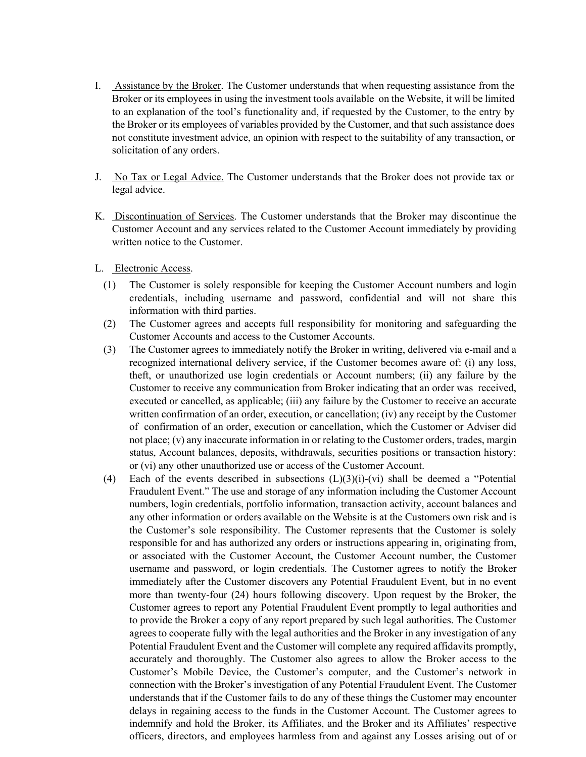I. Assistance by the Broker. The Customer understands that when requesting assistance from the Broker or its employees in using the investment tools available on the Website, it will be limited to an explanation of the tool's functionality and, if requested by the Customer, to the entry by the Broker or its employees of variables provided by the Customer, and that such assistance does not constitute investment advice, an opinion with respect to the suitability of any transaction, or solicitation of any orders.

J. No Tax or Legal Advice. The Customer understands that the Broker does not provide tax or legal advice.

K. Discontinuation of Services. The Customer understands that the Broker may discontinue the Customer Account and any services related to the Customer Account immediately by providing written notice to the Customer.

L. Electronic Access.

(1) The Customer is solely responsible for keeping the Customer Account numbers and login credentials, including username and password, confidential and will not share this information with third parties.

(2) The Customer agrees and accepts full responsibility for monitoring and safeguarding the Customer Accounts and access to the Customer Accounts.

(3) The Customer agrees to immediately notify the Broker in writing, delivered via e-mail and a recognized international delivery service, if the Customer becomes aware of: (i) any loss, theft, or unauthorized use login credentials or Account numbers; (ii) any failure by the Customer to receive any communication from Broker indicating that an order was received, executed or cancelled, as applicable; (iii) any failure by the Customer to receive an accurate written confirmation of an order, execution, or cancellation; (iv) any receipt by the Customer of confirmation of an order, execution or cancellation, which the Customer or Adviser did not place; (v) any inaccurate information in or relating to the Customer orders, trades, margin status, Account balances, deposits, withdrawals, securities positions or transaction history; or (vi) any other unauthorized use or access of the Customer Account.

(4) Each of the events described in subsections (L)(3)(i)-(vi) shall be deemed a "Potential Fraudulent Event." The use and storage of any information including the Customer Account numbers, login credentials, portfolio information, transaction activity, account balances and any other information or orders available on the Website is at the Customers own risk and is the Customer's sole responsibility. The Customer represents that the Customer is solely responsible for and has authorized any orders or instructions appearing in, originating from, or associated with the Customer Account, the Customer Account number, the Customer username and password, or login credentials. The Customer agrees to notify the Broker immediately after the Customer discovers any Potential Fraudulent Event, but in no event more than twenty-four (24) hours following discovery. Upon request by the Broker, the Customer agrees to report any Potential Fraudulent Event promptly to legal authorities and to provide the Broker a copy of any report prepared by such legal authorities. The Customer agrees to cooperate fully with the legal authorities and the Broker in any investigation of any Potential Fraudulent Event and the Customer will complete any required affidavits promptly, accurately and thoroughly. The Customer also agrees to allow the Broker access to the Customer's Mobile Device, the Customer's computer, and the Customer's network in connection with the Broker's investigation of any Potential Fraudulent Event. The Customer understands that if the Customer fails to do any of these things the Customer may encounter delays in regaining access to the funds in the Customer Account. The Customer agrees to indemnify and hold the Broker, its Affiliates, and the Broker and its Affiliates' respective officers, directors, and employees harmless from and against any Losses arising out of or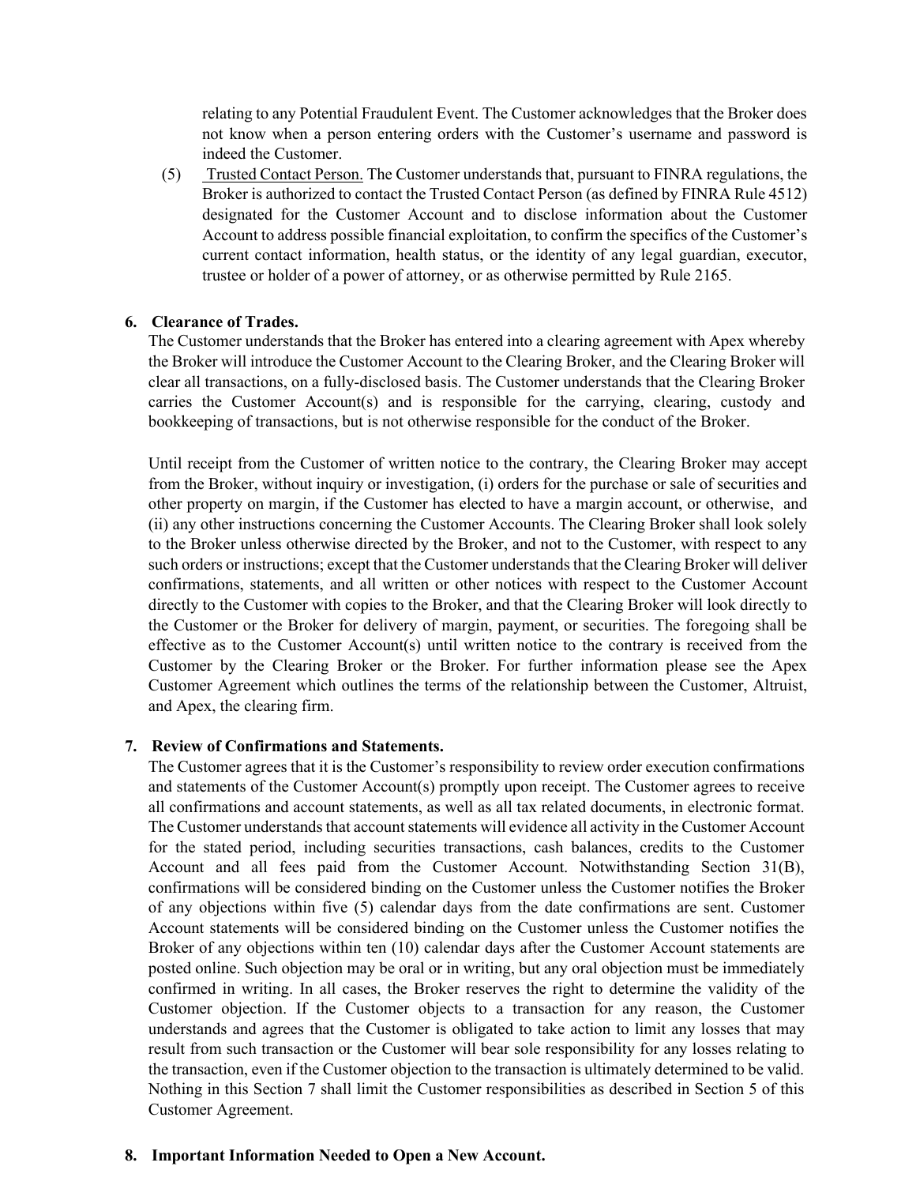relating to any Potential Fraudulent Event. The Customer acknowledges that the Broker does not know when a person entering orders with the Customer's username and password is indeed the Customer.

(5) Trusted Contact Person. The Customer understands that, pursuant to FINRA regulations, the Broker is authorized to contact the Trusted Contact Person (as defined by FINRA Rule 4512) designated for the Customer Account and to disclose information about the Customer Account to address possible financial exploitation, to confirm the specifics of the Customer's current contact information, health status, or the identity of any legal guardian, executor, trustee or holder of a power of attorney, or as otherwise permitted by Rule 2165.

**6. Clearance of Trades.**

The Customer understands that the Broker has entered into a clearing agreement with Apex whereby the Broker will introduce the Customer Account to the Clearing Broker, and the Clearing Broker will clear all transactions, on a fully-disclosed basis. The Customer understands that the Clearing Broker carries the Customer Account(s) and is responsible for the carrying, clearing, custody and bookkeeping of transactions, but is not otherwise responsible for the conduct of the Broker.

Until receipt from the Customer of written notice to the contrary, the Clearing Broker may accept from the Broker, without inquiry or investigation, (i) orders for the purchase or sale of securities and other property on margin, if the Customer has elected to have a margin account, or otherwise, and (ii) any other instructions concerning the Customer Accounts. The Clearing Broker shall look solely to the Broker unless otherwise directed by the Broker, and not to the Customer, with respect to any such orders or instructions; except that the Customer understands that the Clearing Broker will deliver confirmations, statements, and all written or other notices with respect to the Customer Account directly to the Customer with copies to the Broker, and that the Clearing Broker will look directly to the Customer or the Broker for delivery of margin, payment, or securities. The foregoing shall be effective as to the Customer Account(s) until written notice to the contrary is received from the Customer by the Clearing Broker or the Broker. For further information please see the Apex Customer Agreement which outlines the terms of the relationship between the Customer, Altruist, and Apex, the clearing firm.

**7. Review of Confirmations and Statements.**

The Customer agrees that it is the Customer's responsibility to review order execution confirmations and statements of the Customer Account(s) promptly upon receipt. The Customer agrees to receive all confirmations and account statements, as well as all tax related documents, in electronic format. The Customer understands that account statements will evidence all activity in the Customer Account for the stated period, including securities transactions, cash balances, credits to the Customer Account and all fees paid from the Customer Account. Notwithstanding Section 31(B), confirmations will be considered binding on the Customer unless the Customer notifies the Broker of any objections within five (5) calendar days from the date confirmations are sent. Customer Account statements will be considered binding on the Customer unless the Customer notifies the Broker of any objections within ten (10) calendar days after the Customer Account statements are posted online. Such objection may be oral or in writing, but any oral objection must be immediately confirmed in writing. In all cases, the Broker reserves the right to determine the validity of the Customer objection. If the Customer objects to a transaction for any reason, the Customer understands and agrees that the Customer is obligated to take action to limit any losses that may result from such transaction or the Customer will bear sole responsibility for any losses relating to the transaction, even if the Customer objection to the transaction is ultimately determined to be valid. Nothing in this Section 7 shall limit the Customer responsibilities as described in Section 5 of this Customer Agreement.

**8. Important Information Needed to Open a New Account.**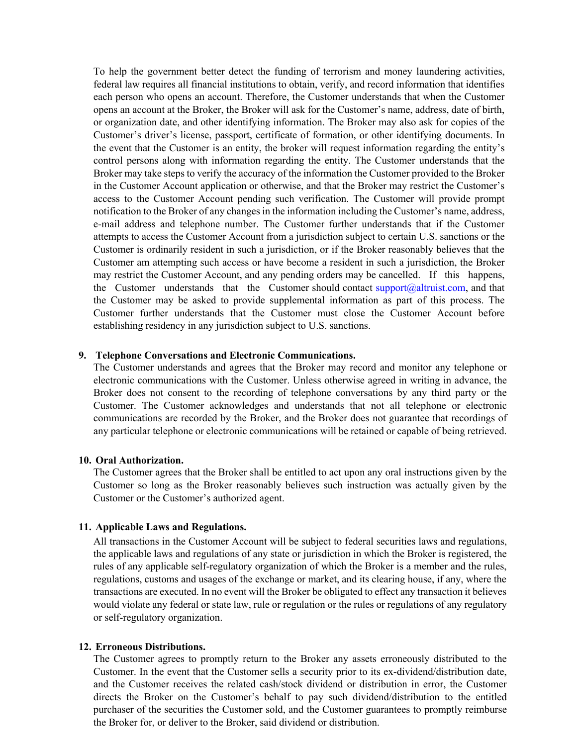To help the government better detect the funding of terrorism and money laundering activities, federal law requires all financial institutions to obtain, verify, and record information that identifies each person who opens an account. Therefore, the Customer understands that when the Customer opens an account at the Broker, the Broker will ask for the Customer's name, address, date of birth, or organization date, and other identifying information. The Broker may also ask for copies of the Customer's driver's license, passport, certificate of formation, or other identifying documents. In the event that the Customer is an entity, the broker will request information regarding the entity's control persons along with information regarding the entity. The Customer understands that the Broker may take steps to verify the accuracy of the information the Customer provided to the Broker in the Customer Account application or otherwise, and that the Broker may restrict the Customer's access to the Customer Account pending such verification. The Customer will provide prompt notification to the Broker of any changes in the information including the Customer's name, address, e-mail address and telephone number. The Customer further understands that if the Customer attempts to access the Customer Account from a jurisdiction subject to certain U.S. sanctions or the Customer is ordinarily resident in such a jurisdiction, or if the Broker reasonably believes that the Customer am attempting such access or have become a resident in such a jurisdiction, the Broker may restrict the Customer Account, and any pending orders may be cancelled. If this happens, the Customer understands that the Customer should contact support@altruist.com, and that the Customer may be asked to provide supplemental information as part of this process. The Customer further understands that the Customer must close the Customer Account before establishing residency in any jurisdiction subject to U.S. sanctions.

**9. Telephone Conversations and Electronic Communications.**

The Customer understands and agrees that the Broker may record and monitor any telephone or electronic communications with the Customer. Unless otherwise agreed in writing in advance, the Broker does not consent to the recording of telephone conversations by any third party or the Customer. The Customer acknowledges and understands that not all telephone or electronic communications are recorded by the Broker, and the Broker does not guarantee that recordings of any particular telephone or electronic communications will be retained or capable of being retrieved.

**10. Oral Authorization.**

The Customer agrees that the Broker shall be entitled to act upon any oral instructions given by the Customer so long as the Broker reasonably believes such instruction was actually given by the Customer or the Customer's authorized agent.

**11. Applicable Laws and Regulations.**

All transactions in the Customer Account will be subject to federal securities laws and regulations, the applicable laws and regulations of any state or jurisdiction in which the Broker is registered, the rules of any applicable self-regulatory organization of which the Broker is a member and the rules, regulations, customs and usages of the exchange or market, and its clearing house, if any, where the transactions are executed. In no event will the Broker be obligated to effect any transaction it believes would violate any federal or state law, rule or regulation or the rules or regulations of any regulatory or self-regulatory organization.

**12. Erroneous Distributions.**

The Customer agrees to promptly return to the Broker any assets erroneously distributed to the Customer. In the event that the Customer sells a security prior to its ex-dividend/distribution date, and the Customer receives the related cash/stock dividend or distribution in error, the Customer directs the Broker on the Customer's behalf to pay such dividend/distribution to the entitled purchaser of the securities the Customer sold, and the Customer guarantees to promptly reimburse the Broker for, or deliver to the Broker, said dividend or distribution.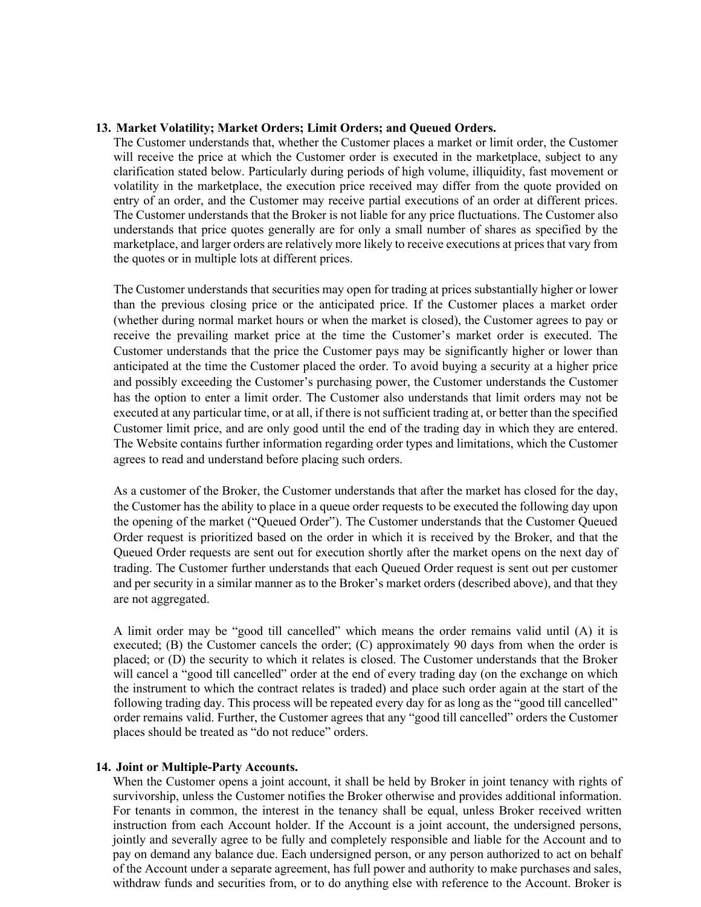**13. Market Volatility; Market Orders; Limit Orders; and Queued Orders.**

The Customer understands that, whether the Customer places a market or limit order, the Customer will receive the price at which the Customer order is executed in the marketplace, subject to any clarification stated below. Particularly during periods of high volume, illiquidity, fast movement or volatility in the marketplace, the execution price received may differ from the quote provided on entry of an order, and the Customer may receive partial executions of an order at different prices. The Customer understands that the Broker is not liable for any price fluctuations. The Customer also understands that price quotes generally are for only a small number of shares as specified by the marketplace, and larger orders are relatively more likely to receive executions at prices that vary from the quotes or in multiple lots at different prices.

The Customer understands that securities may open for trading at prices substantially higher or lower than the previous closing price or the anticipated price. If the Customer places a market order (whether during normal market hours or when the market is closed), the Customer agrees to pay or receive the prevailing market price at the time the Customer's market order is executed. The Customer understands that the price the Customer pays may be significantly higher or lower than anticipated at the time the Customer placed the order. To avoid buying a security at a higher price and possibly exceeding the Customer's purchasing power, the Customer understands the Customer has the option to enter a limit order. The Customer also understands that limit orders may not be executed at any particular time, or at all, if there is not sufficient trading at, or better than the specified Customer limit price, and are only good until the end of the trading day in which they are entered. The Website contains further information regarding order types and limitations, which the Customer agrees to read and understand before placing such orders.

As a customer of the Broker, the Customer understands that after the market has closed for the day, the Customer has the ability to place in a queue order requests to be executed the following day upon the opening of the market ("Queued Order"). The Customer understands that the Customer Queued Order request is prioritized based on the order in which it is received by the Broker, and that the Queued Order requests are sent out for execution shortly after the market opens on the next day of trading. The Customer further understands that each Queued Order request is sent out per customer and per security in a similar manner as to the Broker's market orders (described above), and that they are not aggregated.

A limit order may be "good till cancelled" which means the order remains valid until (A) it is executed; (B) the Customer cancels the order; (C) approximately 90 days from when the order is placed; or (D) the security to which it relates is closed. The Customer understands that the Broker will cancel a "good till cancelled" order at the end of every trading day (on the exchange on which the instrument to which the contract relates is traded) and place such order again at the start of the following trading day. This process will be repeated every day for as long as the "good till cancelled" order remains valid. Further, the Customer agrees that any "good till cancelled" orders the Customer places should be treated as "do not reduce" orders.

**14. Joint or Multiple-Party Accounts.**

When the Customer opens a joint account, it shall be held by Broker in joint tenancy with rights of survivorship, unless the Customer notifies the Broker otherwise and provides additional information. For tenants in common, the interest in the tenancy shall be equal, unless Broker received written instruction from each Account holder. If the Account is a joint account, the undersigned persons, jointly and severally agree to be fully and completely responsible and liable for the Account and to pay on demand any balance due. Each undersigned person, or any person authorized to act on behalf of the Account under a separate agreement, has full power and authority to make purchases and sales, withdraw funds and securities from, or to do anything else with reference to the Account. Broker is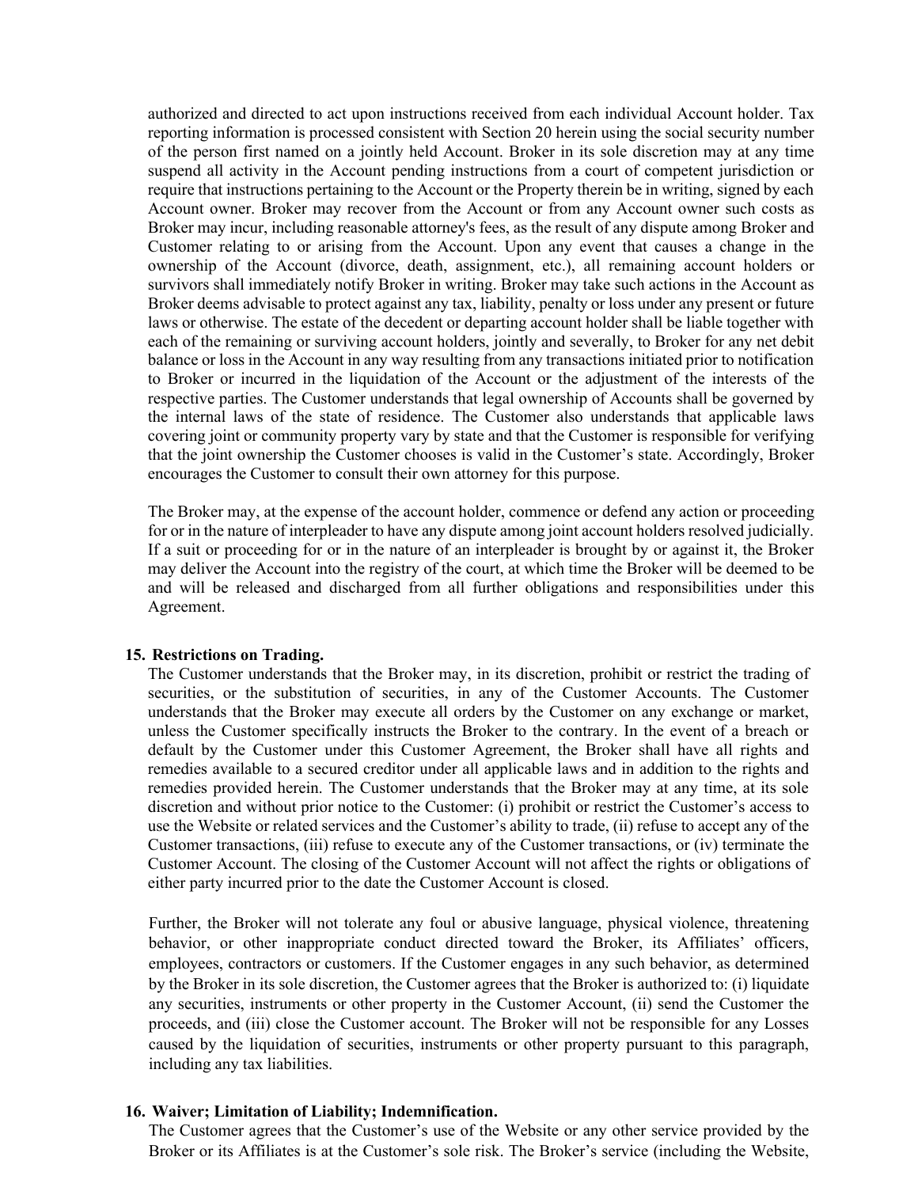authorized and directed to act upon instructions received from each individual Account holder. Tax reporting information is processed consistent with Section 20 herein using the social security number of the person first named on a jointly held Account. Broker in its sole discretion may at any time suspend all activity in the Account pending instructions from a court of competent jurisdiction or require that instructions pertaining to the Account or the Property therein be in writing, signed by each Account owner. Broker may recover from the Account or from any Account owner such costs as Broker may incur, including reasonable attorney's fees, as the result of any dispute among Broker and Customer relating to or arising from the Account. Upon any event that causes a change in the ownership of the Account (divorce, death, assignment, etc.), all remaining account holders or survivors shall immediately notify Broker in writing. Broker may take such actions in the Account as Broker deems advisable to protect against any tax, liability, penalty or loss under any present or future laws or otherwise. The estate of the decedent or departing account holder shall be liable together with each of the remaining or surviving account holders, jointly and severally, to Broker for any net debit balance or loss in the Account in any way resulting from any transactions initiated prior to notification to Broker or incurred in the liquidation of the Account or the adjustment of the interests of the respective parties. The Customer understands that legal ownership of Accounts shall be governed by the internal laws of the state of residence. The Customer also understands that applicable laws covering joint or community property vary by state and that the Customer is responsible for verifying that the joint ownership the Customer chooses is valid in the Customer's state. Accordingly, Broker encourages the Customer to consult their own attorney for this purpose.

The Broker may, at the expense of the account holder, commence or defend any action or proceeding for or in the nature of interpleader to have any dispute among joint account holders resolved judicially. If a suit or proceeding for or in the nature of an interpleader is brought by or against it, the Broker may deliver the Account into the registry of the court, at which time the Broker will be deemed to be and will be released and discharged from all further obligations and responsibilities under this Agreement.

**15. Restrictions on Trading.**

The Customer understands that the Broker may, in its discretion, prohibit or restrict the trading of securities, or the substitution of securities, in any of the Customer Accounts. The Customer understands that the Broker may execute all orders by the Customer on any exchange or market, unless the Customer specifically instructs the Broker to the contrary. In the event of a breach or default by the Customer under this Customer Agreement, the Broker shall have all rights and remedies available to a secured creditor under all applicable laws and in addition to the rights and remedies provided herein. The Customer understands that the Broker may at any time, at its sole discretion and without prior notice to the Customer: (i) prohibit or restrict the Customer's access to use the Website or related services and the Customer's ability to trade, (ii) refuse to accept any of the Customer transactions, (iii) refuse to execute any of the Customer transactions, or (iv) terminate the Customer Account. The closing of the Customer Account will not affect the rights or obligations of either party incurred prior to the date the Customer Account is closed.

Further, the Broker will not tolerate any foul or abusive language, physical violence, threatening behavior, or other inappropriate conduct directed toward the Broker, its Affiliates' officers, employees, contractors or customers. If the Customer engages in any such behavior, as determined by the Broker in its sole discretion, the Customer agrees that the Broker is authorized to: (i) liquidate any securities, instruments or other property in the Customer Account, (ii) send the Customer the proceeds, and (iii) close the Customer account. The Broker will not be responsible for any Losses caused by the liquidation of securities, instruments or other property pursuant to this paragraph, including any tax liabilities.

**16. Waiver; Limitation of Liability; Indemnification.**

The Customer agrees that the Customer's use of the Website or any other service provided by the Broker or its Affiliates is at the Customer's sole risk. The Broker's service (including the Website,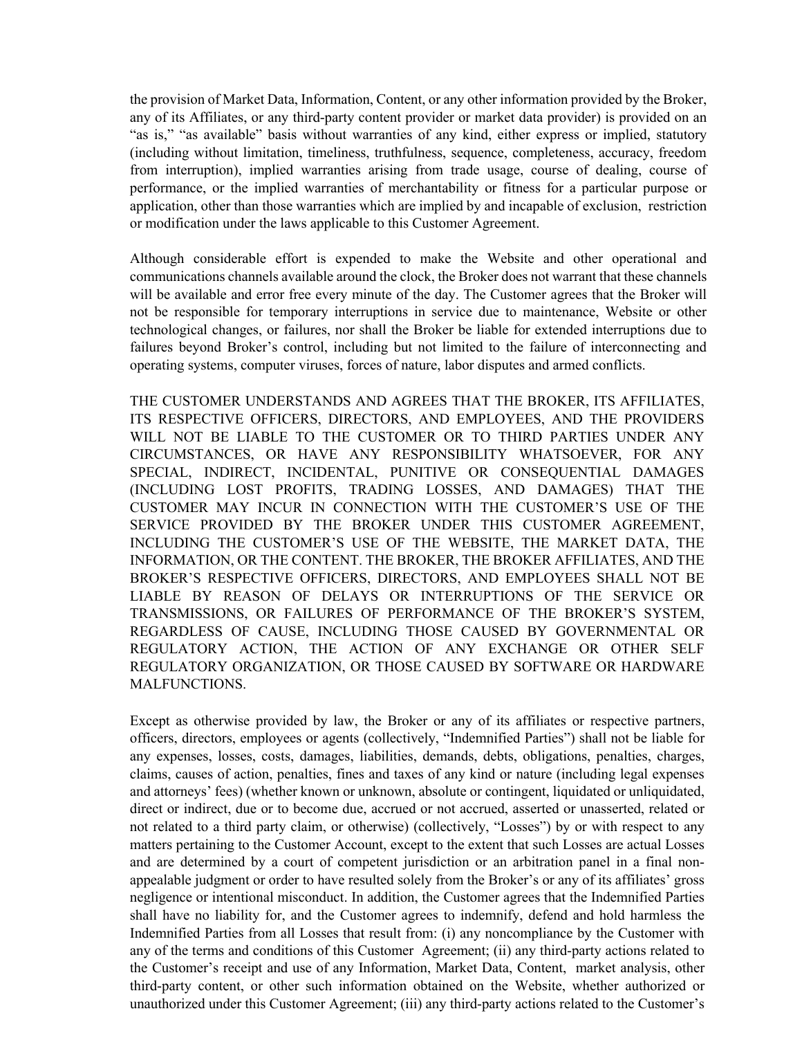the provision of Market Data, Information, Content, or any other information provided by the Broker, any of its Affiliates, or any third-party content provider or market data provider) is provided on an "as is," "as available" basis without warranties of any kind, either express or implied, statutory (including without limitation, timeliness, truthfulness, sequence, completeness, accuracy, freedom from interruption), implied warranties arising from trade usage, course of dealing, course of performance, or the implied warranties of merchantability or fitness for a particular purpose or application, other than those warranties which are implied by and incapable of exclusion, restriction or modification under the laws applicable to this Customer Agreement.

Although considerable effort is expended to make the Website and other operational and communications channels available around the clock, the Broker does not warrant that these channels will be available and error free every minute of the day. The Customer agrees that the Broker will not be responsible for temporary interruptions in service due to maintenance, Website or other technological changes, or failures, nor shall the Broker be liable for extended interruptions due to failures beyond Broker's control, including but not limited to the failure of interconnecting and operating systems, computer viruses, forces of nature, labor disputes and armed conflicts.

THE CUSTOMER UNDERSTANDS AND AGREES THAT THE BROKER, ITS AFFILIATES, ITS RESPECTIVE OFFICERS, DIRECTORS, AND EMPLOYEES, AND THE PROVIDERS WILL NOT BE LIABLE TO THE CUSTOMER OR TO THIRD PARTIES UNDER ANY CIRCUMSTANCES, OR HAVE ANY RESPONSIBILITY WHATSOEVER, FOR ANY SPECIAL, INDIRECT, INCIDENTAL, PUNITIVE OR CONSEQUENTIAL DAMAGES (INCLUDING LOST PROFITS, TRADING LOSSES, AND DAMAGES) THAT THE CUSTOMER MAY INCUR IN CONNECTION WITH THE CUSTOMER'S USE OF THE SERVICE PROVIDED BY THE BROKER UNDER THIS CUSTOMER AGREEMENT, INCLUDING THE CUSTOMER'S USE OF THE WEBSITE, THE MARKET DATA, THE INFORMATION, OR THE CONTENT. THE BROKER, THE BROKER AFFILIATES, AND THE BROKER'S RESPECTIVE OFFICERS, DIRECTORS, AND EMPLOYEES SHALL NOT BE LIABLE BY REASON OF DELAYS OR INTERRUPTIONS OF THE SERVICE OR TRANSMISSIONS, OR FAILURES OF PERFORMANCE OF THE BROKER'S SYSTEM, REGARDLESS OF CAUSE, INCLUDING THOSE CAUSED BY GOVERNMENTAL OR REGULATORY ACTION, THE ACTION OF ANY EXCHANGE OR OTHER SELF REGULATORY ORGANIZATION, OR THOSE CAUSED BY SOFTWARE OR HARDWARE MALFUNCTIONS.

Except as otherwise provided by law, the Broker or any of its affiliates or respective partners, officers, directors, employees or agents (collectively, "Indemnified Parties") shall not be liable for any expenses, losses, costs, damages, liabilities, demands, debts, obligations, penalties, charges, claims, causes of action, penalties, fines and taxes of any kind or nature (including legal expenses and attorneys' fees) (whether known or unknown, absolute or contingent, liquidated or unliquidated, direct or indirect, due or to become due, accrued or not accrued, asserted or unasserted, related or not related to a third party claim, or otherwise) (collectively, "Losses") by or with respect to any matters pertaining to the Customer Account, except to the extent that such Losses are actual Losses and are determined by a court of competent jurisdiction or an arbitration panel in a final non-appealable judgment or order to have resulted solely from the Broker's or any of its affiliates' gross negligence or intentional misconduct. In addition, the Customer agrees that the Indemnified Parties shall have no liability for, and the Customer agrees to indemnify, defend and hold harmless the Indemnified Parties from all Losses that result from: (i) any noncompliance by the Customer with any of the terms and conditions of this Customer Agreement; (ii) any third-party actions related to the Customer's receipt and use of any Information, Market Data, Content, market analysis, other third-party content, or other such information obtained on the Website, whether authorized or unauthorized under this Customer Agreement; (iii) any third-party actions related to the Customer's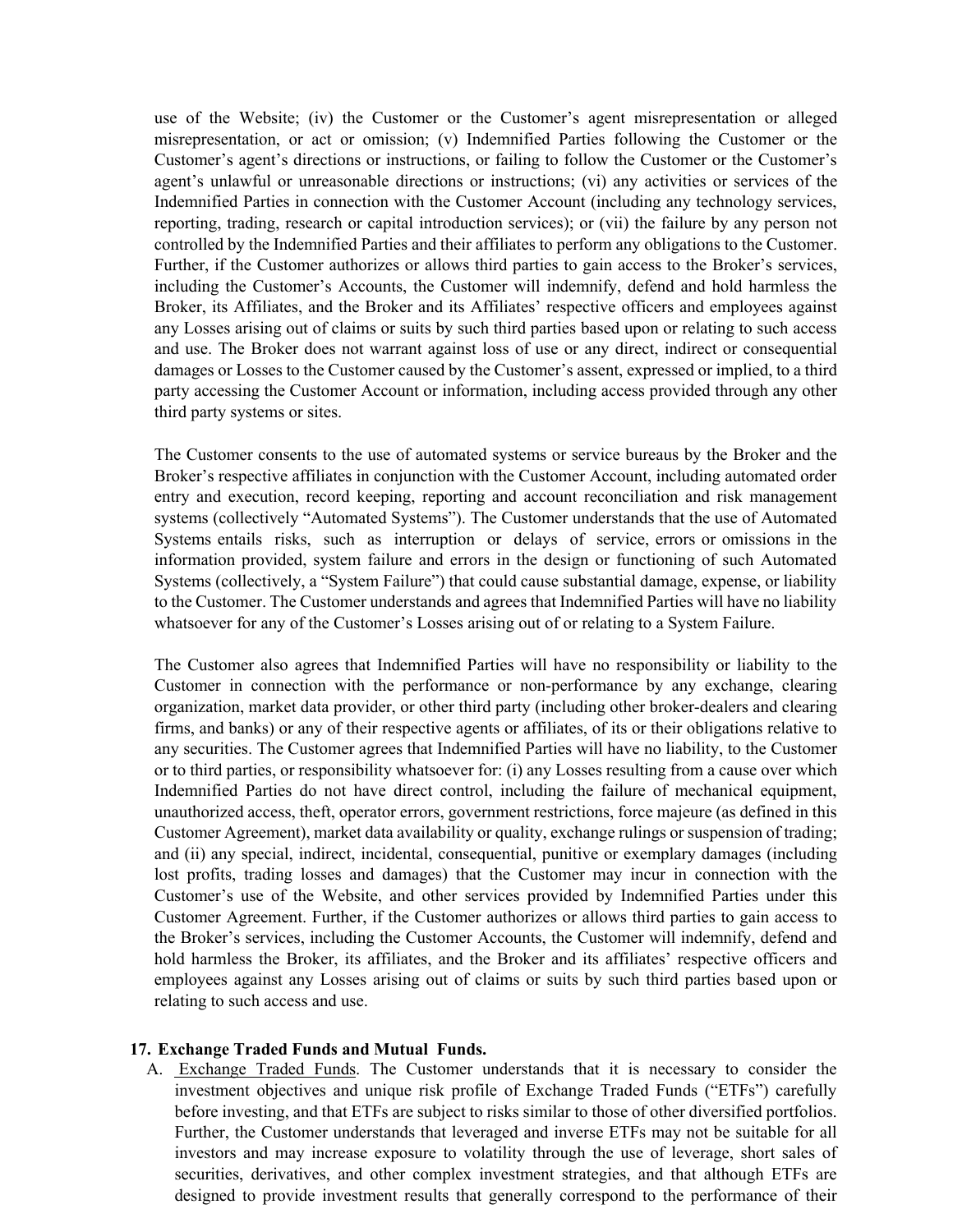use of the Website; (iv) the Customer or the Customer's agent misrepresentation or alleged misrepresentation, or act or omission; (v) Indemnified Parties following the Customer or the Customer's agent's directions or instructions, or failing to follow the Customer or the Customer's agent's unlawful or unreasonable directions or instructions; (vi) any activities or services of the Indemnified Parties in connection with the Customer Account (including any technology services, reporting, trading, research or capital introduction services); or (vii) the failure by any person not controlled by the Indemnified Parties and their affiliates to perform any obligations to the Customer. Further, if the Customer authorizes or allows third parties to gain access to the Broker's services, including the Customer's Accounts, the Customer will indemnify, defend and hold harmless the Broker, its Affiliates, and the Broker and its Affiliates' respective officers and employees against any Losses arising out of claims or suits by such third parties based upon or relating to such access and use. The Broker does not warrant against loss of use or any direct, indirect or consequential damages or Losses to the Customer caused by the Customer's assent, expressed or implied, to a third party accessing the Customer Account or information, including access provided through any other third party systems or sites.

The Customer consents to the use of automated systems or service bureaus by the Broker and the Broker's respective affiliates in conjunction with the Customer Account, including automated order entry and execution, record keeping, reporting and account reconciliation and risk management systems (collectively "Automated Systems"). The Customer understands that the use of Automated Systems entails risks, such as interruption or delays of service, errors or omissions in the information provided, system failure and errors in the design or functioning of such Automated Systems (collectively, a "System Failure") that could cause substantial damage, expense, or liability to the Customer. The Customer understands and agrees that Indemnified Parties will have no liability whatsoever for any of the Customer's Losses arising out of or relating to a System Failure.

The Customer also agrees that Indemnified Parties will have no responsibility or liability to the Customer in connection with the performance or non-performance by any exchange, clearing organization, market data provider, or other third party (including other broker-dealers and clearing firms, and banks) or any of their respective agents or affiliates, of its or their obligations relative to any securities. The Customer agrees that Indemnified Parties will have no liability, to the Customer or to third parties, or responsibility whatsoever for: (i) any Losses resulting from a cause over which Indemnified Parties do not have direct control, including the failure of mechanical equipment, unauthorized access, theft, operator errors, government restrictions, force majeure (as defined in this Customer Agreement), market data availability or quality, exchange rulings or suspension of trading; and (ii) any special, indirect, incidental, consequential, punitive or exemplary damages (including lost profits, trading losses and damages) that the Customer may incur in connection with the Customer's use of the Website, and other services provided by Indemnified Parties under this Customer Agreement. Further, if the Customer authorizes or allows third parties to gain access to the Broker's services, including the Customer Accounts, the Customer will indemnify, defend and hold harmless the Broker, its affiliates, and the Broker and its affiliates' respective officers and employees against any Losses arising out of claims or suits by such third parties based upon or relating to such access and use.

**17. Exchange Traded Funds and Mutual Funds.**

A. Exchange Traded Funds. The Customer understands that it is necessary to consider the investment objectives and unique risk profile of Exchange Traded Funds ("ETFs") carefully before investing, and that ETFs are subject to risks similar to those of other diversified portfolios. Further, the Customer understands that leveraged and inverse ETFs may not be suitable for all investors and may increase exposure to volatility through the use of leverage, short sales of securities, derivatives, and other complex investment strategies, and that although ETFs are designed to provide investment results that generally correspond to the performance of their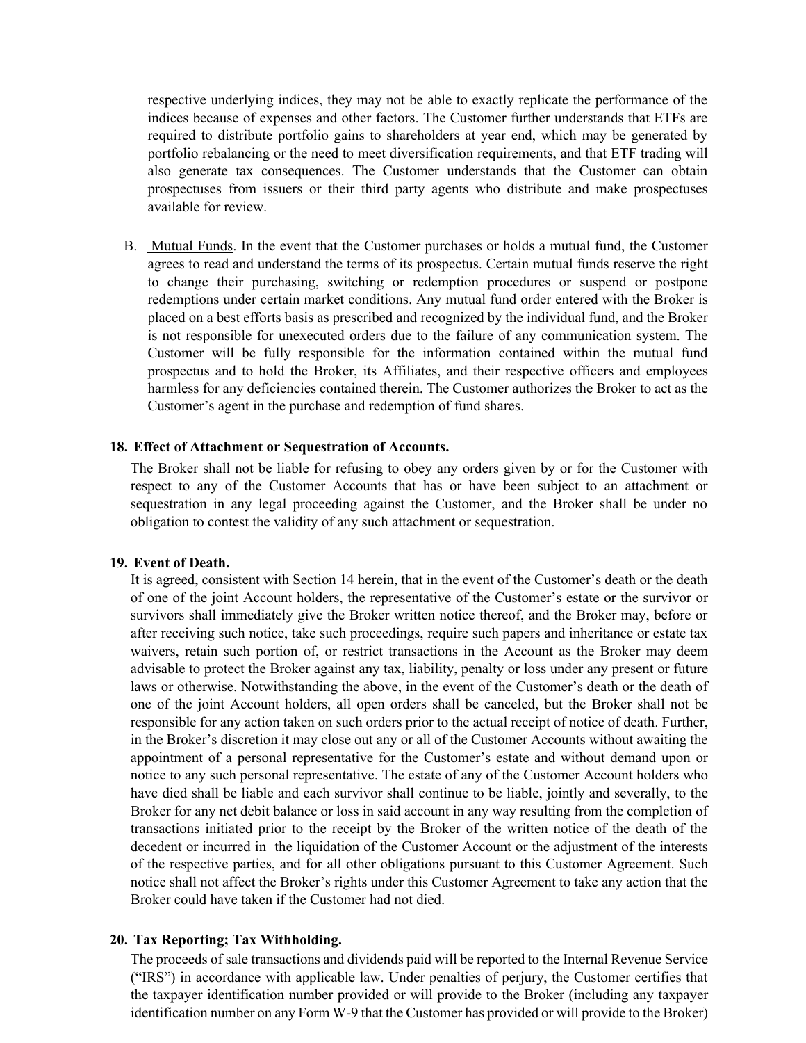respective underlying indices, they may not be able to exactly replicate the performance of the indices because of expenses and other factors. The Customer further understands that ETFs are required to distribute portfolio gains to shareholders at year end, which may be generated by portfolio rebalancing or the need to meet diversification requirements, and that ETF trading will also generate tax consequences. The Customer understands that the Customer can obtain prospectuses from issuers or their third party agents who distribute and make prospectuses available for review.

B. Mutual Funds. In the event that the Customer purchases or holds a mutual fund, the Customer agrees to read and understand the terms of its prospectus. Certain mutual funds reserve the right to change their purchasing, switching or redemption procedures or suspend or postpone redemptions under certain market conditions. Any mutual fund order entered with the Broker is placed on a best efforts basis as prescribed and recognized by the individual fund, and the Broker is not responsible for unexecuted orders due to the failure of any communication system. The Customer will be fully responsible for the information contained within the mutual fund prospectus and to hold the Broker, its Affiliates, and their respective officers and employees harmless for any deficiencies contained therein. The Customer authorizes the Broker to act as the Customer's agent in the purchase and redemption of fund shares.

**18. Effect of Attachment or Sequestration of Accounts.**

The Broker shall not be liable for refusing to obey any orders given by or for the Customer with respect to any of the Customer Accounts that has or have been subject to an attachment or sequestration in any legal proceeding against the Customer, and the Broker shall be under no obligation to contest the validity of any such attachment or sequestration.

**19. Event of Death.**

It is agreed, consistent with Section 14 herein, that in the event of the Customer's death or the death of one of the joint Account holders, the representative of the Customer's estate or the survivor or survivors shall immediately give the Broker written notice thereof, and the Broker may, before or after receiving such notice, take such proceedings, require such papers and inheritance or estate tax waivers, retain such portion of, or restrict transactions in the Account as the Broker may deem advisable to protect the Broker against any tax, liability, penalty or loss under any present or future laws or otherwise. Notwithstanding the above, in the event of the Customer's death or the death of one of the joint Account holders, all open orders shall be canceled, but the Broker shall not be responsible for any action taken on such orders prior to the actual receipt of notice of death. Further, in the Broker's discretion it may close out any or all of the Customer Accounts without awaiting the appointment of a personal representative for the Customer's estate and without demand upon or notice to any such personal representative. The estate of any of the Customer Account holders who have died shall be liable and each survivor shall continue to be liable, jointly and severally, to the Broker for any net debit balance or loss in said account in any way resulting from the completion of transactions initiated prior to the receipt by the Broker of the written notice of the death of the decedent or incurred in the liquidation of the Customer Account or the adjustment of the interests of the respective parties, and for all other obligations pursuant to this Customer Agreement. Such notice shall not affect the Broker's rights under this Customer Agreement to take any action that the Broker could have taken if the Customer had not died.

**20. Tax Reporting; Tax Withholding.**

The proceeds of sale transactions and dividends paid will be reported to the Internal Revenue Service ("IRS") in accordance with applicable law. Under penalties of perjury, the Customer certifies that the taxpayer identification number provided or will provide to the Broker (including any taxpayer identification number on any Form W-9 that the Customer has provided or will provide to the Broker)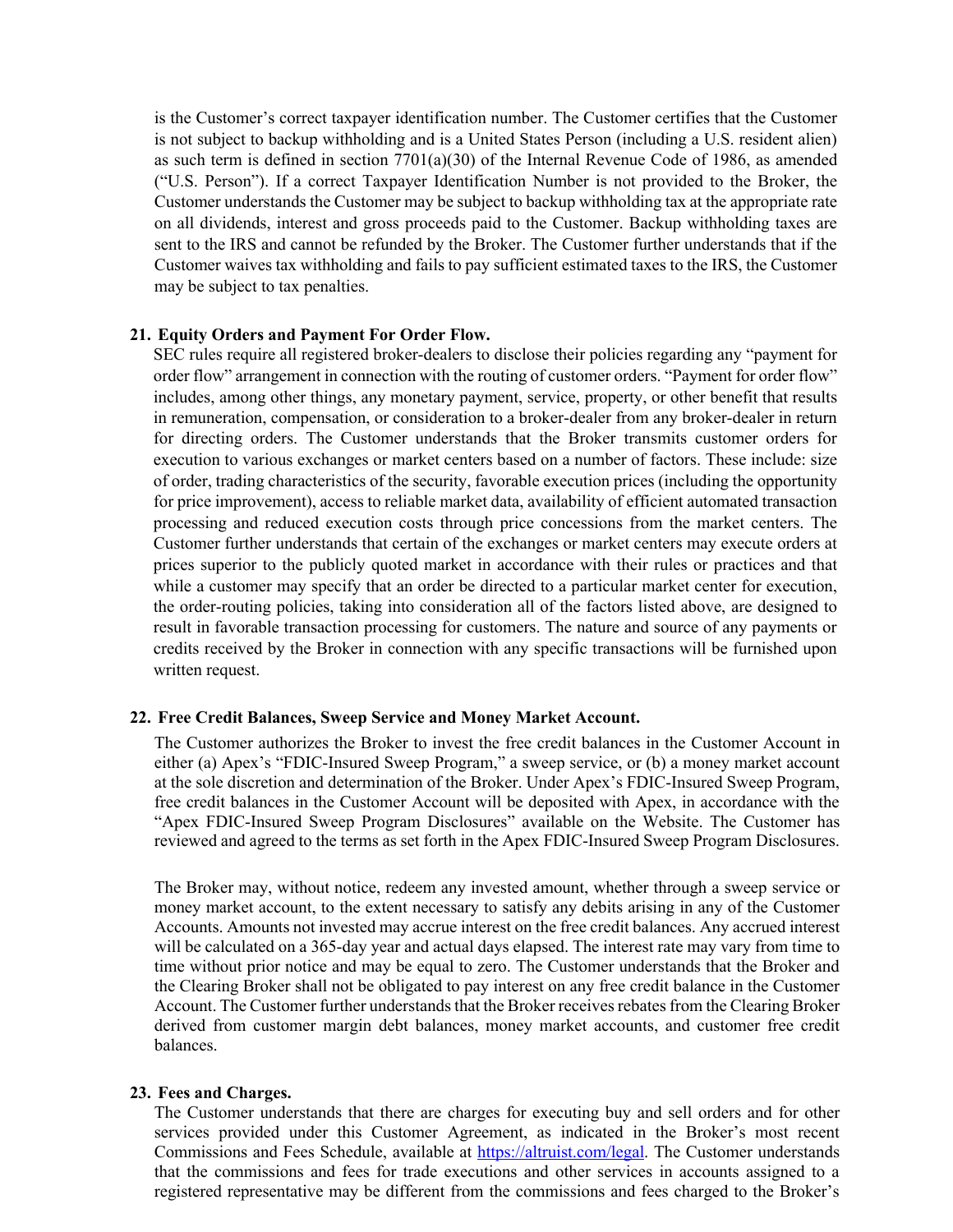is the Customer's correct taxpayer identification number. The Customer certifies that the Customer is not subject to backup withholding and is a United States Person (including a U.S. resident alien) as such term is defined in section 7701(a)(30) of the Internal Revenue Code of 1986, as amended ("U.S. Person"). If a correct Taxpayer Identification Number is not provided to the Broker, the Customer understands the Customer may be subject to backup withholding tax at the appropriate rate on all dividends, interest and gross proceeds paid to the Customer. Backup withholding taxes are sent to the IRS and cannot be refunded by the Broker. The Customer further understands that if the Customer waives tax withholding and fails to pay sufficient estimated taxes to the IRS, the Customer may be subject to tax penalties.

**21. Equity Orders and Payment For Order Flow.**

SEC rules require all registered broker-dealers to disclose their policies regarding any "payment for order flow" arrangement in connection with the routing of customer orders. "Payment for order flow" includes, among other things, any monetary payment, service, property, or other benefit that results in remuneration, compensation, or consideration to a broker-dealer from any broker-dealer in return for directing orders. The Customer understands that the Broker transmits customer orders for execution to various exchanges or market centers based on a number of factors. These include: size of order, trading characteristics of the security, favorable execution prices (including the opportunity for price improvement), access to reliable market data, availability of efficient automated transaction processing and reduced execution costs through price concessions from the market centers. The Customer further understands that certain of the exchanges or market centers may execute orders at prices superior to the publicly quoted market in accordance with their rules or practices and that while a customer may specify that an order be directed to a particular market center for execution, the order-routing policies, taking into consideration all of the factors listed above, are designed to result in favorable transaction processing for customers. The nature and source of any payments or credits received by the Broker in connection with any specific transactions will be furnished upon written request.

**22. Free Credit Balances, Sweep Service and Money Market Account.**

The Customer authorizes the Broker to invest the free credit balances in the Customer Account in either (a) Apex's "FDIC-Insured Sweep Program," a sweep service, or (b) a money market account at the sole discretion and determination of the Broker. Under Apex's FDIC-Insured Sweep Program, free credit balances in the Customer Account will be deposited with Apex, in accordance with the "Apex FDIC-Insured Sweep Program Disclosures" available on the Website. The Customer has reviewed and agreed to the terms as set forth in the Apex FDIC-Insured Sweep Program Disclosures.

The Broker may, without notice, redeem any invested amount, whether through a sweep service or money market account, to the extent necessary to satisfy any debits arising in any of the Customer Accounts. Amounts not invested may accrue interest on the free credit balances. Any accrued interest will be calculated on a 365-day year and actual days elapsed. The interest rate may vary from time to time without prior notice and may be equal to zero. The Customer understands that the Broker and the Clearing Broker shall not be obligated to pay interest on any free credit balance in the Customer Account. The Customer further understands that the Broker receives rebates from the Clearing Broker derived from customer margin debt balances, money market accounts, and customer free credit balances.

**23. Fees and Charges.**

The Customer understands that there are charges for executing buy and sell orders and for other services provided under this Customer Agreement, as indicated in the Broker's most recent Commissions and Fees Schedule, available at [https://altruist.com/legal](https://altruist.com/legal). The Customer understands that the commissions and fees for trade executions and other services in accounts assigned to a registered representative may be different from the commissions and fees charged to the Broker's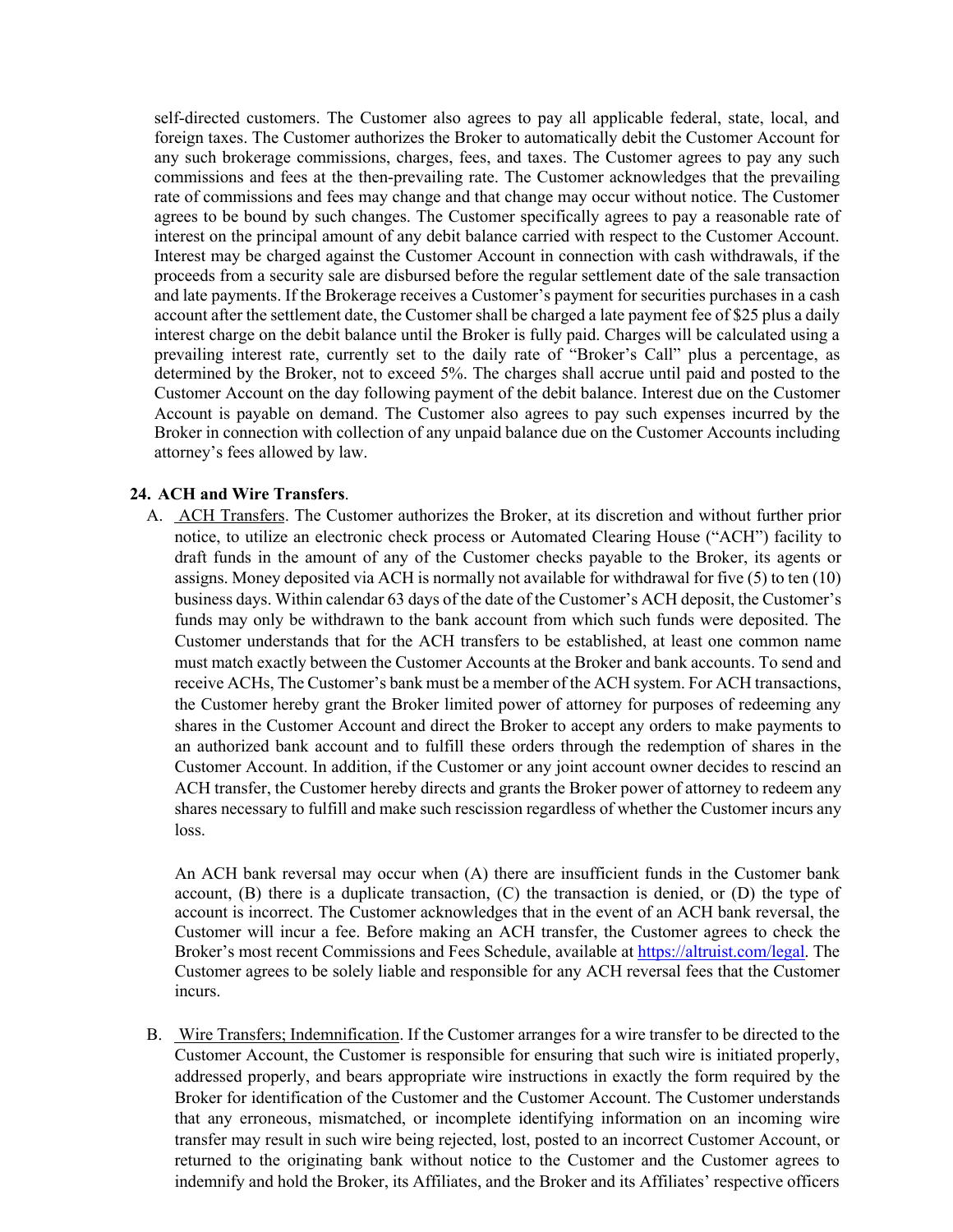self-directed customers. The Customer also agrees to pay all applicable federal, state, local, and foreign taxes. The Customer authorizes the Broker to automatically debit the Customer Account for any such brokerage commissions, charges, fees, and taxes. The Customer agrees to pay any such commissions and fees at the then-prevailing rate. The Customer acknowledges that the prevailing rate of commissions and fees may change and that change may occur without notice. The Customer agrees to be bound by such changes. The Customer specifically agrees to pay a reasonable rate of interest on the principal amount of any debit balance carried with respect to the Customer Account. Interest may be charged against the Customer Account in connection with cash withdrawals, if the proceeds from a security sale are disbursed before the regular settlement date of the sale transaction and late payments. If the Brokerage receives a Customer's payment for securities purchases in a cash account after the settlement date, the Customer shall be charged a late payment fee of $25 plus a daily interest charge on the debit balance until the Broker is fully paid. Charges will be calculated using a prevailing interest rate, currently set to the daily rate of "Broker's Call" plus a percentage, as determined by the Broker, not to exceed 5%. The charges shall accrue until paid and posted to the Customer Account on the day following payment of the debit balance. Interest due on the Customer Account is payable on demand. The Customer also agrees to pay such expenses incurred by the Broker in connection with collection of any unpaid balance due on the Customer Accounts including attorney's fees allowed by law.

**24. ACH and Wire Transfers**.

A. ACH Transfers. The Customer authorizes the Broker, at its discretion and without further prior notice, to utilize an electronic check process or Automated Clearing House ("ACH") facility to draft funds in the amount of any of the Customer checks payable to the Broker, its agents or assigns. Money deposited via ACH is normally not available for withdrawal for five (5) to ten (10) business days. Within calendar 63 days of the date of the Customer's ACH deposit, the Customer's funds may only be withdrawn to the bank account from which such funds were deposited. The Customer understands that for the ACH transfers to be established, at least one common name must match exactly between the Customer Accounts at the Broker and bank accounts. To send and receive ACHs, The Customer's bank must be a member of the ACH system. For ACH transactions, the Customer hereby grant the Broker limited power of attorney for purposes of redeeming any shares in the Customer Account and direct the Broker to accept any orders to make payments to an authorized bank account and to fulfill these orders through the redemption of shares in the Customer Account. In addition, if the Customer or any joint account owner decides to rescind an ACH transfer, the Customer hereby directs and grants the Broker power of attorney to redeem any shares necessary to fulfill and make such rescission regardless of whether the Customer incurs any loss.

An ACH bank reversal may occur when (A) there are insufficient funds in the Customer bank account, (B) there is a duplicate transaction, (C) the transaction is denied, or (D) the type of account is incorrect. The Customer acknowledges that in the event of an ACH bank reversal, the Customer will incur a fee. Before making an ACH transfer, the Customer agrees to check the Broker's most recent Commissions and Fees Schedule, available at https://altruist.com/legal. The Customer agrees to be solely liable and responsible for any ACH reversal fees that the Customer incurs.

B. Wire Transfers; Indemnification. If the Customer arranges for a wire transfer to be directed to the Customer Account, the Customer is responsible for ensuring that such wire is initiated properly, addressed properly, and bears appropriate wire instructions in exactly the form required by the Broker for identification of the Customer and the Customer Account. The Customer understands that any erroneous, mismatched, or incomplete identifying information on an incoming wire transfer may result in such wire being rejected, lost, posted to an incorrect Customer Account, or returned to the originating bank without notice to the Customer and the Customer agrees to indemnify and hold the Broker, its Affiliates, and the Broker and its Affiliates' respective officers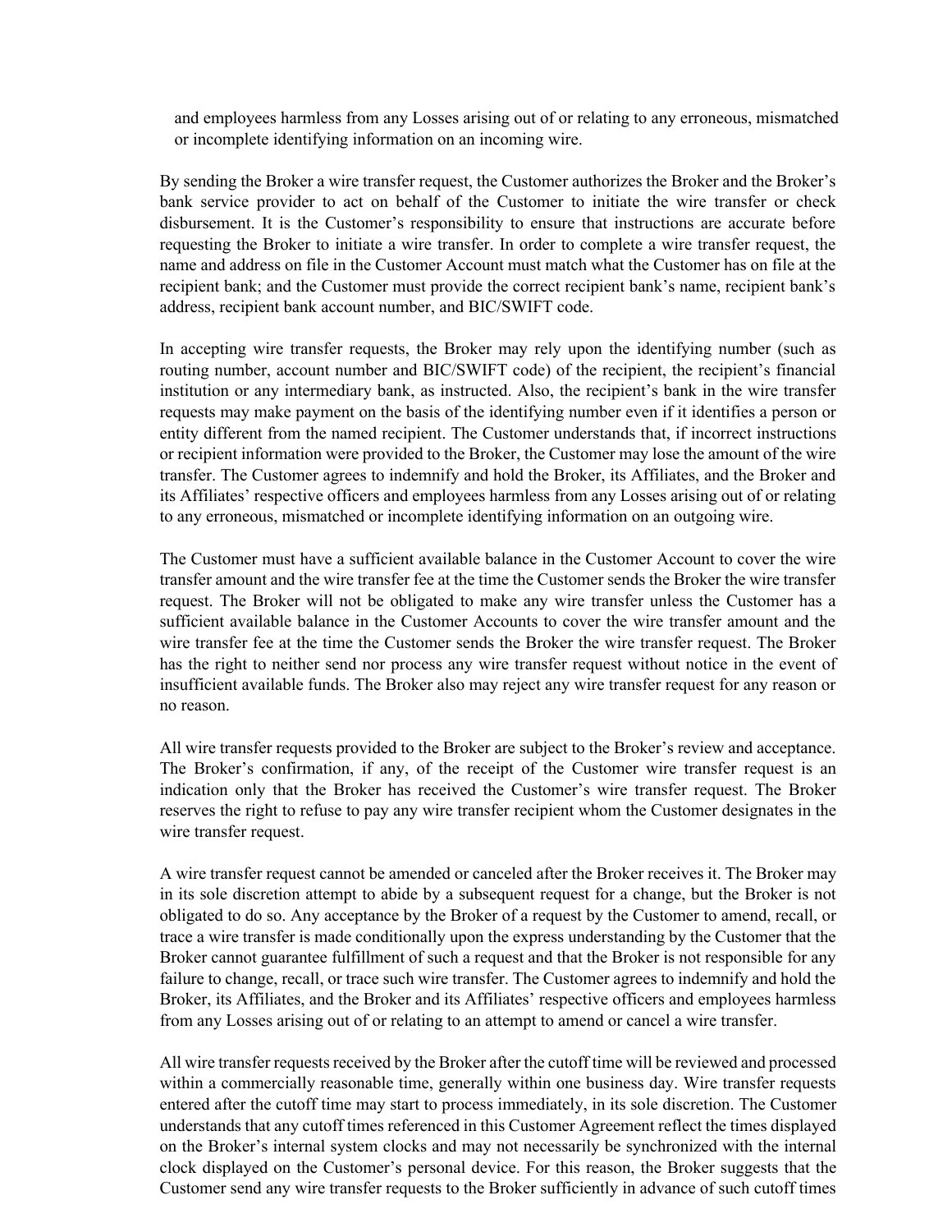and employees harmless from any Losses arising out of or relating to any erroneous, mismatched or incomplete identifying information on an incoming wire.

By sending the Broker a wire transfer request, the Customer authorizes the Broker and the Broker's bank service provider to act on behalf of the Customer to initiate the wire transfer or check disbursement. It is the Customer's responsibility to ensure that instructions are accurate before requesting the Broker to initiate a wire transfer. In order to complete a wire transfer request, the name and address on file in the Customer Account must match what the Customer has on file at the recipient bank; and the Customer must provide the correct recipient bank's name, recipient bank's address, recipient bank account number, and BIC/SWIFT code.

In accepting wire transfer requests, the Broker may rely upon the identifying number (such as routing number, account number and BIC/SWIFT code) of the recipient, the recipient's financial institution or any intermediary bank, as instructed. Also, the recipient's bank in the wire transfer requests may make payment on the basis of the identifying number even if it identifies a person or entity different from the named recipient. The Customer understands that, if incorrect instructions or recipient information were provided to the Broker, the Customer may lose the amount of the wire transfer. The Customer agrees to indemnify and hold the Broker, its Affiliates, and the Broker and its Affiliates' respective officers and employees harmless from any Losses arising out of or relating to any erroneous, mismatched or incomplete identifying information on an outgoing wire.

The Customer must have a sufficient available balance in the Customer Account to cover the wire transfer amount and the wire transfer fee at the time the Customer sends the Broker the wire transfer request. The Broker will not be obligated to make any wire transfer unless the Customer has a sufficient available balance in the Customer Accounts to cover the wire transfer amount and the wire transfer fee at the time the Customer sends the Broker the wire transfer request. The Broker has the right to neither send nor process any wire transfer request without notice in the event of insufficient available funds. The Broker also may reject any wire transfer request for any reason or no reason.

All wire transfer requests provided to the Broker are subject to the Broker's review and acceptance. The Broker's confirmation, if any, of the receipt of the Customer wire transfer request is an indication only that the Broker has received the Customer's wire transfer request. The Broker reserves the right to refuse to pay any wire transfer recipient whom the Customer designates in the wire transfer request.

A wire transfer request cannot be amended or canceled after the Broker receives it. The Broker may in its sole discretion attempt to abide by a subsequent request for a change, but the Broker is not obligated to do so. Any acceptance by the Broker of a request by the Customer to amend, recall, or trace a wire transfer is made conditionally upon the express understanding by the Customer that the Broker cannot guarantee fulfillment of such a request and that the Broker is not responsible for any failure to change, recall, or trace such wire transfer. The Customer agrees to indemnify and hold the Broker, its Affiliates, and the Broker and its Affiliates' respective officers and employees harmless from any Losses arising out of or relating to an attempt to amend or cancel a wire transfer.

All wire transfer requests received by the Broker after the cutoff time will be reviewed and processed within a commercially reasonable time, generally within one business day. Wire transfer requests entered after the cutoff time may start to process immediately, in its sole discretion. The Customer understands that any cutoff times referenced in this Customer Agreement reflect the times displayed on the Broker's internal system clocks and may not necessarily be synchronized with the internal clock displayed on the Customer's personal device. For this reason, the Broker suggests that the Customer send any wire transfer requests to the Broker sufficiently in advance of such cutoff times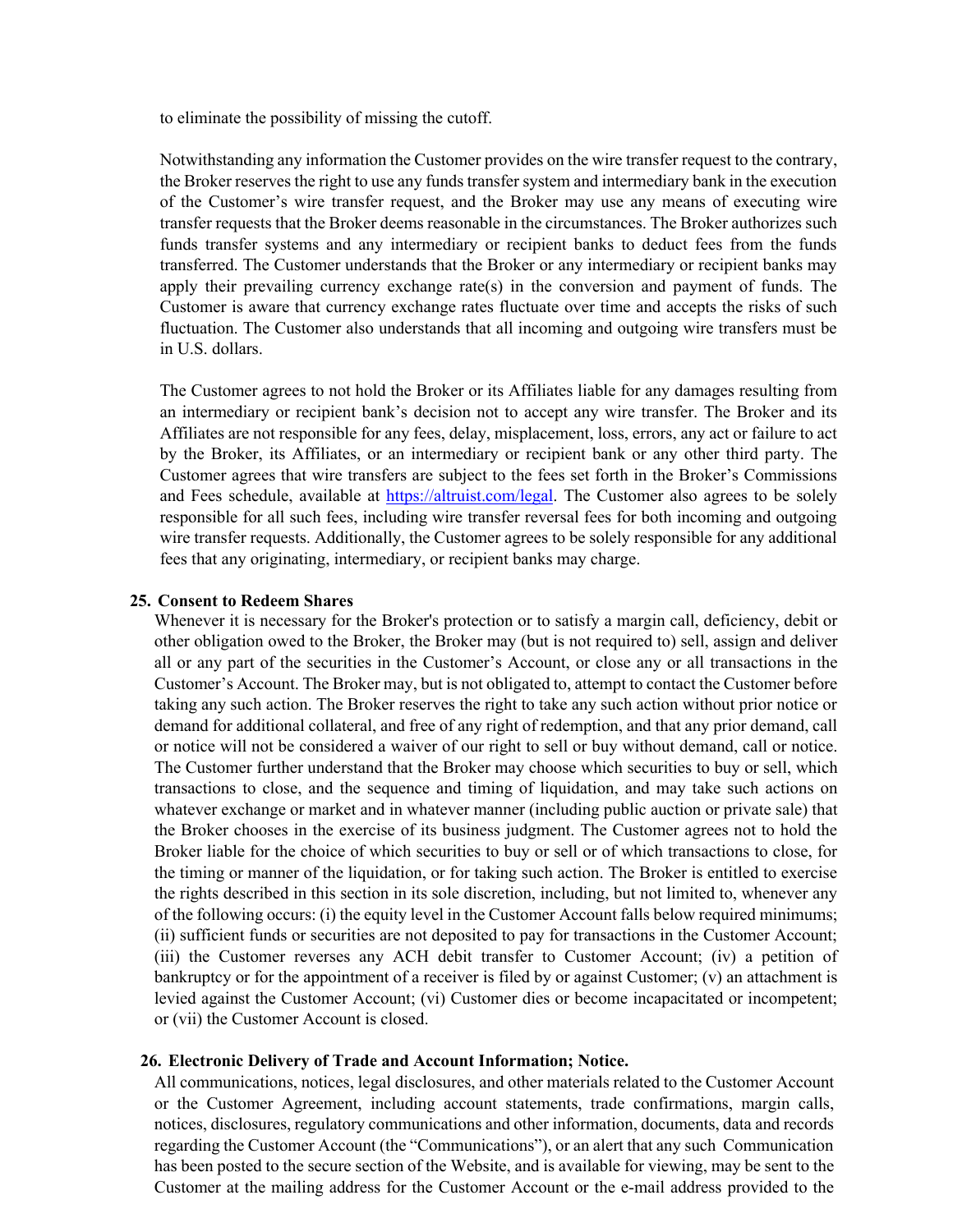to eliminate the possibility of missing the cutoff.

Notwithstanding any information the Customer provides on the wire transfer request to the contrary, the Broker reserves the right to use any funds transfer system and intermediary bank in the execution of the Customer's wire transfer request, and the Broker may use any means of executing wire transfer requests that the Broker deems reasonable in the circumstances. The Broker authorizes such funds transfer systems and any intermediary or recipient banks to deduct fees from the funds transferred. The Customer understands that the Broker or any intermediary or recipient banks may apply their prevailing currency exchange rate(s) in the conversion and payment of funds. The Customer is aware that currency exchange rates fluctuate over time and accepts the risks of such fluctuation. The Customer also understands that all incoming and outgoing wire transfers must be in U.S. dollars.

The Customer agrees to not hold the Broker or its Affiliates liable for any damages resulting from an intermediary or recipient bank's decision not to accept any wire transfer. The Broker and its Affiliates are not responsible for any fees, delay, misplacement, loss, errors, any act or failure to act by the Broker, its Affiliates, or an intermediary or recipient bank or any other third party. The Customer agrees that wire transfers are subject to the fees set forth in the Broker's Commissions and Fees schedule, available at [https://altruist.com/legal](https://altruist.com/legal). The Customer also agrees to be solely responsible for all such fees, including wire transfer reversal fees for both incoming and outgoing wire transfer requests. Additionally, the Customer agrees to be solely responsible for any additional fees that any originating, intermediary, or recipient banks may charge.

**25. Consent to Redeem Shares**

Whenever it is necessary for the Broker's protection or to satisfy a margin call, deficiency, debit or other obligation owed to the Broker, the Broker may (but is not required to) sell, assign and deliver all or any part of the securities in the Customer's Account, or close any or all transactions in the Customer's Account. The Broker may, but is not obligated to, attempt to contact the Customer before taking any such action. The Broker reserves the right to take any such action without prior notice or demand for additional collateral, and free of any right of redemption, and that any prior demand, call or notice will not be considered a waiver of our right to sell or buy without demand, call or notice. The Customer further understand that the Broker may choose which securities to buy or sell, which transactions to close, and the sequence and timing of liquidation, and may take such actions on whatever exchange or market and in whatever manner (including public auction or private sale) that the Broker chooses in the exercise of its business judgment. The Customer agrees not to hold the Broker liable for the choice of which securities to buy or sell or of which transactions to close, for the timing or manner of the liquidation, or for taking such action. The Broker is entitled to exercise the rights described in this section in its sole discretion, including, but not limited to, whenever any of the following occurs: (i) the equity level in the Customer Account falls below required minimums; (ii) sufficient funds or securities are not deposited to pay for transactions in the Customer Account; (iii) the Customer reverses any ACH debit transfer to Customer Account; (iv) a petition of bankruptcy or for the appointment of a receiver is filed by or against Customer; (v) an attachment is levied against the Customer Account; (vi) Customer dies or become incapacitated or incompetent; or (vii) the Customer Account is closed.

**26. Electronic Delivery of Trade and Account Information; Notice.**

All communications, notices, legal disclosures, and other materials related to the Customer Account or the Customer Agreement, including account statements, trade confirmations, margin calls, notices, disclosures, regulatory communications and other information, documents, data and records regarding the Customer Account (the "Communications"), or an alert that any such Communication has been posted to the secure section of the Website, and is available for viewing, may be sent to the Customer at the mailing address for the Customer Account or the e-mail address provided to the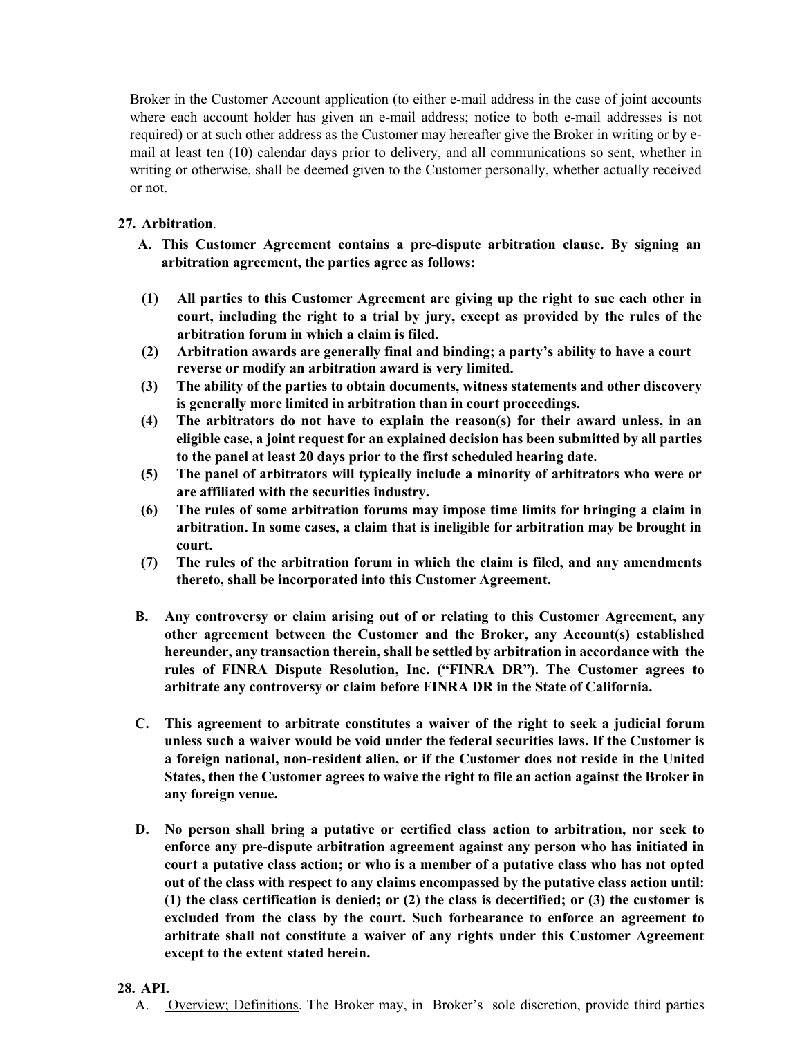Broker in the Customer Account application (to either e-mail address in the case of joint accounts where each account holder has given an e-mail address; notice to both e-mail addresses is not required) or at such other address as the Customer may hereafter give the Broker in writing or by e-mail at least ten (10) calendar days prior to delivery, and all communications so sent, whether in writing or otherwise, shall be deemed given to the Customer personally, whether actually received or not.

**27. Arbitration**.

**A. This Customer Agreement contains a pre-dispute arbitration clause. By signing an arbitration agreement, the parties agree as follows:**

**(1) All parties to this Customer Agreement are giving up the right to sue each other in court, including the right to a trial by jury, except as provided by the rules of the arbitration forum in which a claim is filed.**

**(2) Arbitration awards are generally final and binding; a party's ability to have a court reverse or modify an arbitration award is very limited.**

**(3) The ability of the parties to obtain documents, witness statements and other discovery is generally more limited in arbitration than in court proceedings.**

**(4) The arbitrators do not have to explain the reason(s) for their award unless, in an eligible case, a joint request for an explained decision has been submitted by all parties to the panel at least 20 days prior to the first scheduled hearing date.**

**(5) The panel of arbitrators will typically include a minority of arbitrators who were or are affiliated with the securities industry.**

**(6) The rules of some arbitration forums may impose time limits for bringing a claim in arbitration. In some cases, a claim that is ineligible for arbitration may be brought in court.**

**(7) The rules of the arbitration forum in which the claim is filed, and any amendments thereto, shall be incorporated into this Customer Agreement.**

**B. Any controversy or claim arising out of or relating to this Customer Agreement, any other agreement between the Customer and the Broker, any Account(s) established hereunder, any transaction therein, shall be settled by arbitration in accordance with the rules of FINRA Dispute Resolution, Inc. ("FINRA DR"). The Customer agrees to arbitrate any controversy or claim before FINRA DR in the State of California.**

**C. This agreement to arbitrate constitutes a waiver of the right to seek a judicial forum unless such a waiver would be void under the federal securities laws. If the Customer is a foreign national, non-resident alien, or if the Customer does not reside in the United States, then the Customer agrees to waive the right to file an action against the Broker in any foreign venue.**

**D. No person shall bring a putative or certified class action to arbitration, nor seek to enforce any pre-dispute arbitration agreement against any person who has initiated in court a putative class action; or who is a member of a putative class who has not opted out of the class with respect to any claims encompassed by the putative class action until: (1) the class certification is denied; or (2) the class is decertified; or (3) the customer is excluded from the class by the court. Such forbearance to enforce an agreement to arbitrate shall not constitute a waiver of any rights under this Customer Agreement except to the extent stated herein.**

**28. API.**

A. Overview; Definitions. The Broker may, in Broker's sole discretion, provide third parties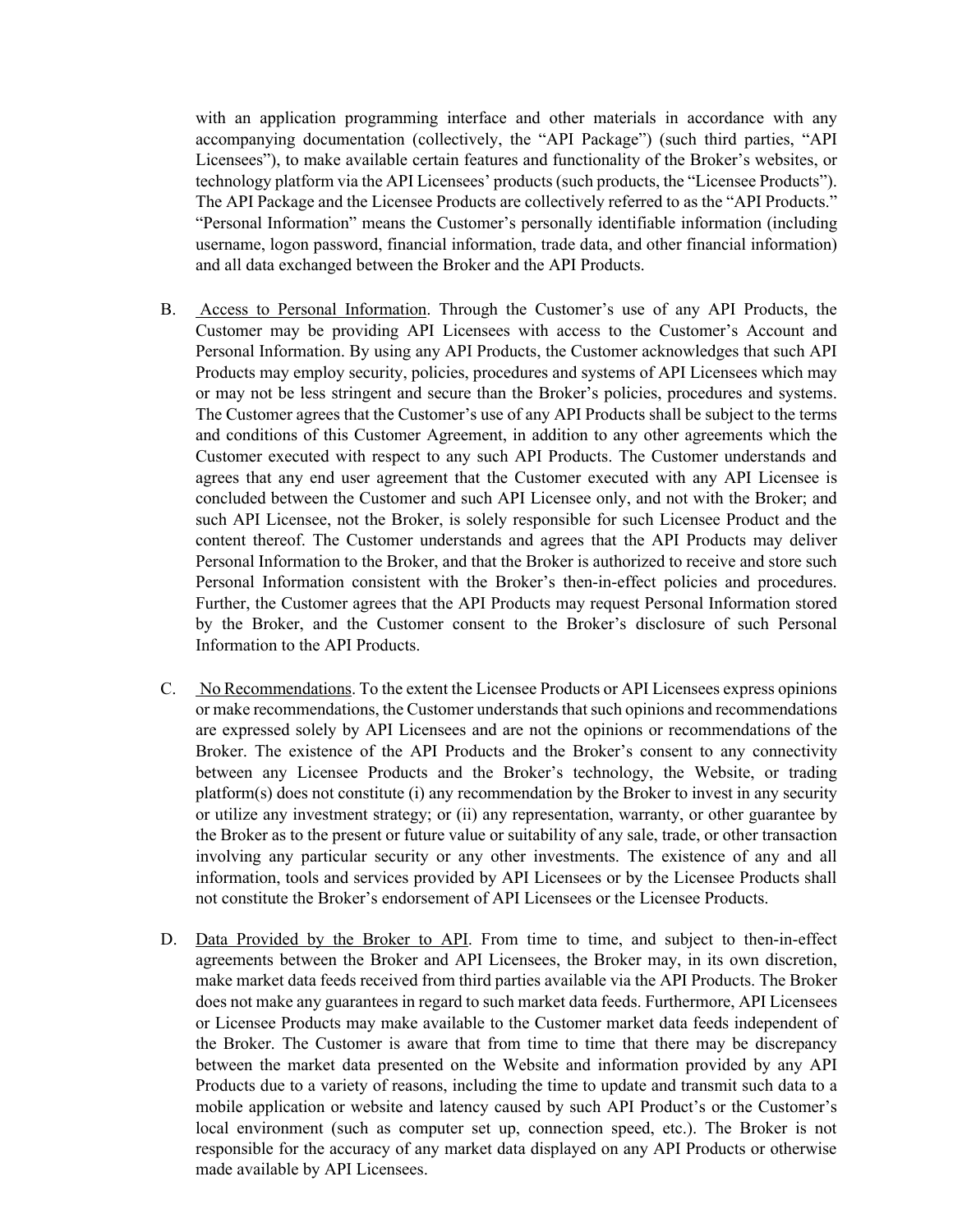with an application programming interface and other materials in accordance with any accompanying documentation (collectively, the "API Package") (such third parties, "API Licensees"), to make available certain features and functionality of the Broker's websites, or technology platform via the API Licensees' products (such products, the "Licensee Products"). The API Package and the Licensee Products are collectively referred to as the "API Products." "Personal Information" means the Customer's personally identifiable information (including username, logon password, financial information, trade data, and other financial information) and all data exchanged between the Broker and the API Products.

B. Access to Personal Information. Through the Customer's use of any API Products, the Customer may be providing API Licensees with access to the Customer's Account and Personal Information. By using any API Products, the Customer acknowledges that such API Products may employ security, policies, procedures and systems of API Licensees which may or may not be less stringent and secure than the Broker's policies, procedures and systems. The Customer agrees that the Customer's use of any API Products shall be subject to the terms and conditions of this Customer Agreement, in addition to any other agreements which the Customer executed with respect to any such API Products. The Customer understands and agrees that any end user agreement that the Customer executed with any API Licensee is concluded between the Customer and such API Licensee only, and not with the Broker; and such API Licensee, not the Broker, is solely responsible for such Licensee Product and the content thereof. The Customer understands and agrees that the API Products may deliver Personal Information to the Broker, and that the Broker is authorized to receive and store such Personal Information consistent with the Broker's then-in-effect policies and procedures. Further, the Customer agrees that the API Products may request Personal Information stored by the Broker, and the Customer consent to the Broker's disclosure of such Personal Information to the API Products.

C. No Recommendations. To the extent the Licensee Products or API Licensees express opinions or make recommendations, the Customer understands that such opinions and recommendations are expressed solely by API Licensees and are not the opinions or recommendations of the Broker. The existence of the API Products and the Broker's consent to any connectivity between any Licensee Products and the Broker's technology, the Website, or trading platform(s) does not constitute (i) any recommendation by the Broker to invest in any security or utilize any investment strategy; or (ii) any representation, warranty, or other guarantee by the Broker as to the present or future value or suitability of any sale, trade, or other transaction involving any particular security or any other investments. The existence of any and all information, tools and services provided by API Licensees or by the Licensee Products shall not constitute the Broker's endorsement of API Licensees or the Licensee Products.

D. Data Provided by the Broker to API. From time to time, and subject to then-in-effect agreements between the Broker and API Licensees, the Broker may, in its own discretion, make market data feeds received from third parties available via the API Products. The Broker does not make any guarantees in regard to such market data feeds. Furthermore, API Licensees or Licensee Products may make available to the Customer market data feeds independent of the Broker. The Customer is aware that from time to time that there may be discrepancy between the market data presented on the Website and information provided by any API Products due to a variety of reasons, including the time to update and transmit such data to a mobile application or website and latency caused by such API Product's or the Customer's local environment (such as computer set up, connection speed, etc.). The Broker is not responsible for the accuracy of any market data displayed on any API Products or otherwise made available by API Licensees.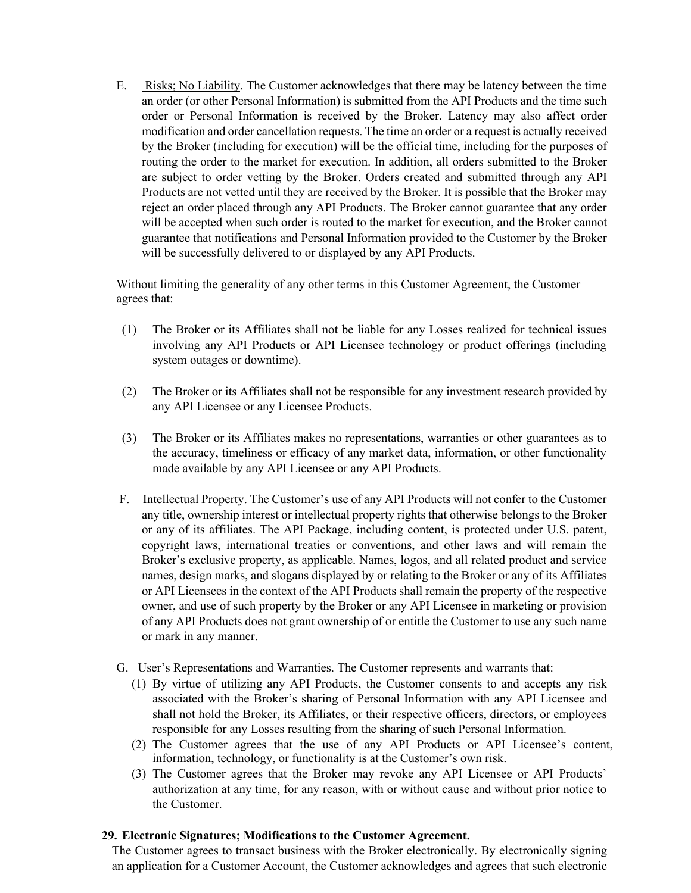E. <u>Risks; No Liability</u>. The Customer acknowledges that there may be latency between the time an order (or other Personal Information) is submitted from the API Products and the time such order or Personal Information is received by the Broker. Latency may also affect order modification and order cancellation requests. The time an order or a request is actually received by the Broker (including for execution) will be the official time, including for the purposes of routing the order to the market for execution. In addition, all orders submitted to the Broker are subject to order vetting by the Broker. Orders created and submitted through any API Products are not vetted until they are received by the Broker. It is possible that the Broker may reject an order placed through any API Products. The Broker cannot guarantee that any order will be accepted when such order is routed to the market for execution, and the Broker cannot guarantee that notifications and Personal Information provided to the Customer by the Broker will be successfully delivered to or displayed by any API Products.

Without limiting the generality of any other terms in this Customer Agreement, the Customer agrees that:

(1) The Broker or its Affiliates shall not be liable for any Losses realized for technical issues involving any API Products or API Licensee technology or product offerings (including system outages or downtime).

(2) The Broker or its Affiliates shall not be responsible for any investment research provided by any API Licensee or any Licensee Products.

(3) The Broker or its Affiliates makes no representations, warranties or other guarantees as to the accuracy, timeliness or efficacy of any market data, information, or other functionality made available by any API Licensee or any API Products.

F. <u>Intellectual Property</u>. The Customer's use of any API Products will not confer to the Customer any title, ownership interest or intellectual property rights that otherwise belongs to the Broker or any of its affiliates. The API Package, including content, is protected under U.S. patent, copyright laws, international treaties or conventions, and other laws and will remain the Broker's exclusive property, as applicable. Names, logos, and all related product and service names, design marks, and slogans displayed by or relating to the Broker or any of its Affiliates or API Licensees in the context of the API Products shall remain the property of the respective owner, and use of such property by the Broker or any API Licensee in marketing or provision of any API Products does not grant ownership of or entitle the Customer to use any such name or mark in any manner.

G. <u>User's Representations and Warranties</u>. The Customer represents and warrants that:

(1) By virtue of utilizing any API Products, the Customer consents to and accepts any risk associated with the Broker's sharing of Personal Information with any API Licensee and shall not hold the Broker, its Affiliates, or their respective officers, directors, or employees responsible for any Losses resulting from the sharing of such Personal Information.

(2) The Customer agrees that the use of any API Products or API Licensee's content, information, technology, or functionality is at the Customer's own risk.

(3) The Customer agrees that the Broker may revoke any API Licensee or API Products' authorization at any time, for any reason, with or without cause and without prior notice to the Customer.

**29. Electronic Signatures; Modifications to the Customer Agreement.**

The Customer agrees to transact business with the Broker electronically. By electronically signing an application for a Customer Account, the Customer acknowledges and agrees that such electronic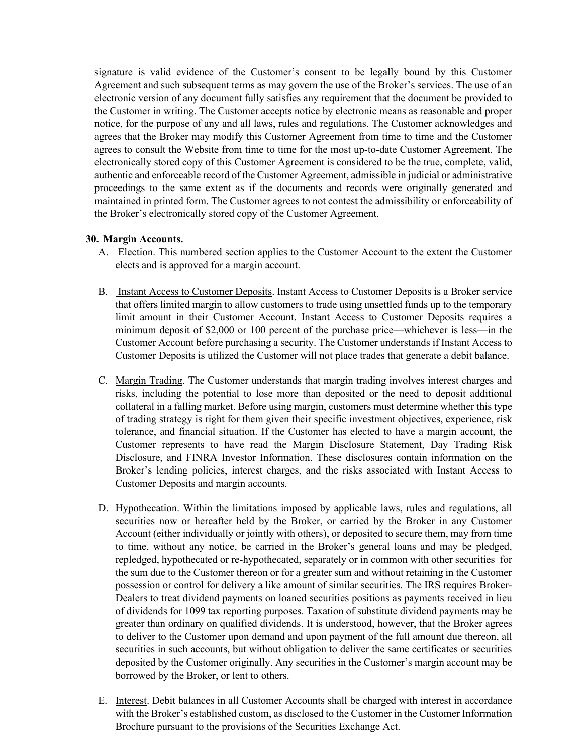signature is valid evidence of the Customer's consent to be legally bound by this Customer Agreement and such subsequent terms as may govern the use of the Broker's services. The use of an electronic version of any document fully satisfies any requirement that the document be provided to the Customer in writing. The Customer accepts notice by electronic means as reasonable and proper notice, for the purpose of any and all laws, rules and regulations. The Customer acknowledges and agrees that the Broker may modify this Customer Agreement from time to time and the Customer agrees to consult the Website from time to time for the most up-to-date Customer Agreement. The electronically stored copy of this Customer Agreement is considered to be the true, complete, valid, authentic and enforceable record of the Customer Agreement, admissible in judicial or administrative proceedings to the same extent as if the documents and records were originally generated and maintained in printed form. The Customer agrees to not contest the admissibility or enforceability of the Broker's electronically stored copy of the Customer Agreement.

**30. Margin Accounts.**

A. Election. This numbered section applies to the Customer Account to the extent the Customer elects and is approved for a margin account.

B. Instant Access to Customer Deposits. Instant Access to Customer Deposits is a Broker service that offers limited margin to allow customers to trade using unsettled funds up to the temporary limit amount in their Customer Account. Instant Access to Customer Deposits requires a minimum deposit of $2,000 or 100 percent of the purchase price—whichever is less—in the Customer Account before purchasing a security. The Customer understands if Instant Access to Customer Deposits is utilized the Customer will not place trades that generate a debit balance.

C. Margin Trading. The Customer understands that margin trading involves interest charges and risks, including the potential to lose more than deposited or the need to deposit additional collateral in a falling market. Before using margin, customers must determine whether this type of trading strategy is right for them given their specific investment objectives, experience, risk tolerance, and financial situation. If the Customer has elected to have a margin account, the Customer represents to have read the Margin Disclosure Statement, Day Trading Risk Disclosure, and FINRA Investor Information. These disclosures contain information on the Broker's lending policies, interest charges, and the risks associated with Instant Access to Customer Deposits and margin accounts.

D. Hypothecation. Within the limitations imposed by applicable laws, rules and regulations, all securities now or hereafter held by the Broker, or carried by the Broker in any Customer Account (either individually or jointly with others), or deposited to secure them, may from time to time, without any notice, be carried in the Broker's general loans and may be pledged, repledged, hypothecated or re-hypothecated, separately or in common with other securities for the sum due to the Customer thereon or for a greater sum and without retaining in the Customer possession or control for delivery a like amount of similar securities. The IRS requires Broker-Dealers to treat dividend payments on loaned securities positions as payments received in lieu of dividends for 1099 tax reporting purposes. Taxation of substitute dividend payments may be greater than ordinary on qualified dividends. It is understood, however, that the Broker agrees to deliver to the Customer upon demand and upon payment of the full amount due thereon, all securities in such accounts, but without obligation to deliver the same certificates or securities deposited by the Customer originally. Any securities in the Customer's margin account may be borrowed by the Broker, or lent to others.

E. Interest. Debit balances in all Customer Accounts shall be charged with interest in accordance with the Broker's established custom, as disclosed to the Customer in the Customer Information Brochure pursuant to the provisions of the Securities Exchange Act.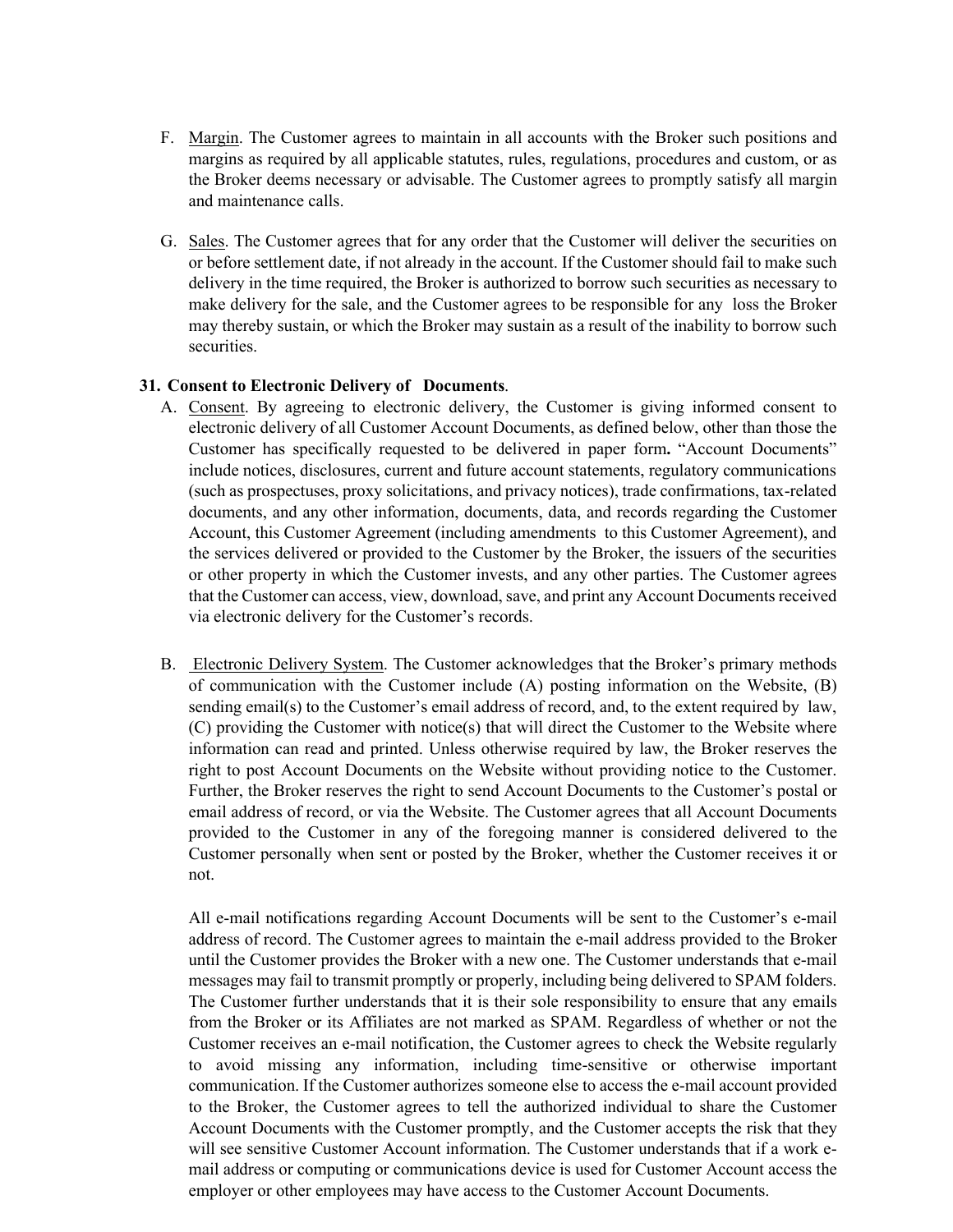F. Margin. The Customer agrees to maintain in all accounts with the Broker such positions and margins as required by all applicable statutes, rules, regulations, procedures and custom, or as the Broker deems necessary or advisable. The Customer agrees to promptly satisfy all margin and maintenance calls.

G. Sales. The Customer agrees that for any order that the Customer will deliver the securities on or before settlement date, if not already in the account. If the Customer should fail to make such delivery in the time required, the Broker is authorized to borrow such securities as necessary to make delivery for the sale, and the Customer agrees to be responsible for any loss the Broker may thereby sustain, or which the Broker may sustain as a result of the inability to borrow such securities.

**31. Consent to Electronic Delivery of Documents**.

A. Consent. By agreeing to electronic delivery, the Customer is giving informed consent to electronic delivery of all Customer Account Documents, as defined below, other than those the Customer has specifically requested to be delivered in paper form**.** "Account Documents" include notices, disclosures, current and future account statements, regulatory communications (such as prospectuses, proxy solicitations, and privacy notices), trade confirmations, tax-related documents, and any other information, documents, data, and records regarding the Customer Account, this Customer Agreement (including amendments to this Customer Agreement), and the services delivered or provided to the Customer by the Broker, the issuers of the securities or other property in which the Customer invests, and any other parties. The Customer agrees that the Customer can access, view, download, save, and print any Account Documents received via electronic delivery for the Customer's records.

B. Electronic Delivery System. The Customer acknowledges that the Broker's primary methods of communication with the Customer include (A) posting information on the Website, (B) sending email(s) to the Customer's email address of record, and, to the extent required by law, (C) providing the Customer with notice(s) that will direct the Customer to the Website where information can read and printed. Unless otherwise required by law, the Broker reserves the right to post Account Documents on the Website without providing notice to the Customer. Further, the Broker reserves the right to send Account Documents to the Customer's postal or email address of record, or via the Website. The Customer agrees that all Account Documents provided to the Customer in any of the foregoing manner is considered delivered to the Customer personally when sent or posted by the Broker, whether the Customer receives it or not.

All e-mail notifications regarding Account Documents will be sent to the Customer's e-mail address of record. The Customer agrees to maintain the e-mail address provided to the Broker until the Customer provides the Broker with a new one. The Customer understands that e-mail messages may fail to transmit promptly or properly, including being delivered to SPAM folders. The Customer further understands that it is their sole responsibility to ensure that any emails from the Broker or its Affiliates are not marked as SPAM. Regardless of whether or not the Customer receives an e-mail notification, the Customer agrees to check the Website regularly to avoid missing any information, including time-sensitive or otherwise important communication. If the Customer authorizes someone else to access the e-mail account provided to the Broker, the Customer agrees to tell the authorized individual to share the Customer Account Documents with the Customer promptly, and the Customer accepts the risk that they will see sensitive Customer Account information. The Customer understands that if a work e-mail address or computing or communications device is used for Customer Account access the employer or other employees may have access to the Customer Account Documents.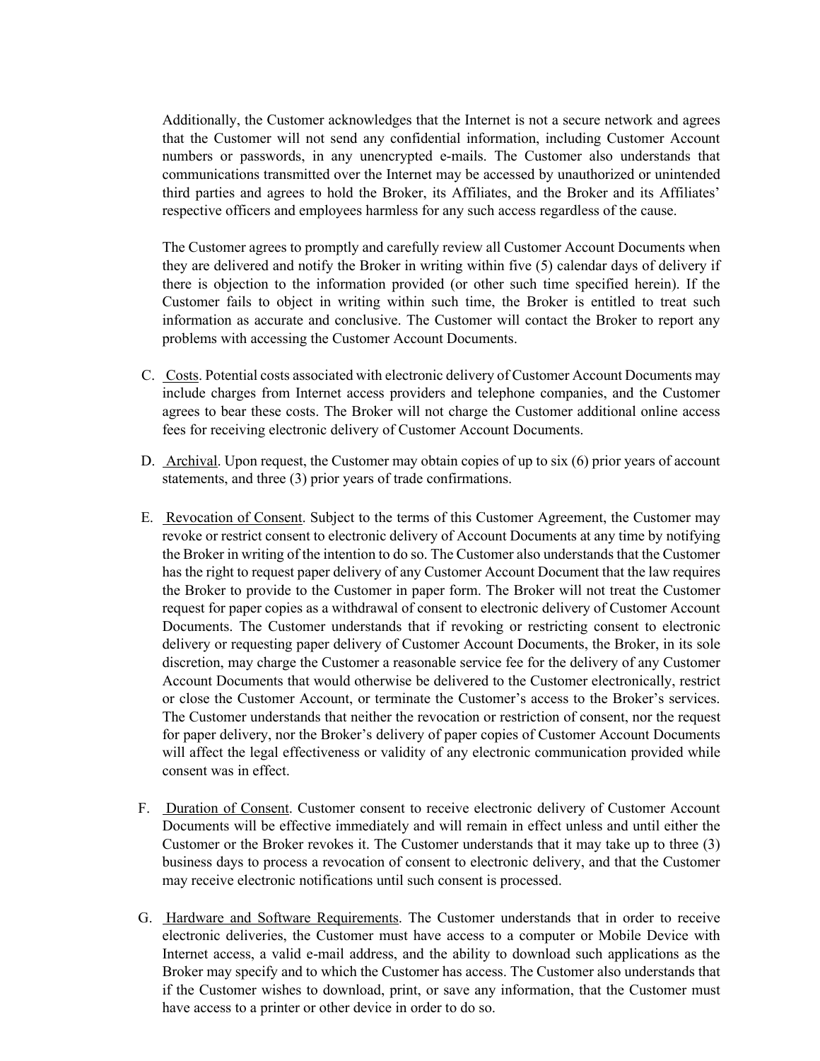Additionally, the Customer acknowledges that the Internet is not a secure network and agrees that the Customer will not send any confidential information, including Customer Account numbers or passwords, in any unencrypted e-mails. The Customer also understands that communications transmitted over the Internet may be accessed by unauthorized or unintended third parties and agrees to hold the Broker, its Affiliates, and the Broker and its Affiliates' respective officers and employees harmless for any such access regardless of the cause.

The Customer agrees to promptly and carefully review all Customer Account Documents when they are delivered and notify the Broker in writing within five (5) calendar days of delivery if there is objection to the information provided (or other such time specified herein). If the Customer fails to object in writing within such time, the Broker is entitled to treat such information as accurate and conclusive. The Customer will contact the Broker to report any problems with accessing the Customer Account Documents.

C. Costs. Potential costs associated with electronic delivery of Customer Account Documents may include charges from Internet access providers and telephone companies, and the Customer agrees to bear these costs. The Broker will not charge the Customer additional online access fees for receiving electronic delivery of Customer Account Documents.

D. Archival. Upon request, the Customer may obtain copies of up to six (6) prior years of account statements, and three (3) prior years of trade confirmations.

E. Revocation of Consent. Subject to the terms of this Customer Agreement, the Customer may revoke or restrict consent to electronic delivery of Account Documents at any time by notifying the Broker in writing of the intention to do so. The Customer also understands that the Customer has the right to request paper delivery of any Customer Account Document that the law requires the Broker to provide to the Customer in paper form. The Broker will not treat the Customer request for paper copies as a withdrawal of consent to electronic delivery of Customer Account Documents. The Customer understands that if revoking or restricting consent to electronic delivery or requesting paper delivery of Customer Account Documents, the Broker, in its sole discretion, may charge the Customer a reasonable service fee for the delivery of any Customer Account Documents that would otherwise be delivered to the Customer electronically, restrict or close the Customer Account, or terminate the Customer's access to the Broker's services. The Customer understands that neither the revocation or restriction of consent, nor the request for paper delivery, nor the Broker's delivery of paper copies of Customer Account Documents will affect the legal effectiveness or validity of any electronic communication provided while consent was in effect.

F. Duration of Consent. Customer consent to receive electronic delivery of Customer Account Documents will be effective immediately and will remain in effect unless and until either the Customer or the Broker revokes it. The Customer understands that it may take up to three (3) business days to process a revocation of consent to electronic delivery, and that the Customer may receive electronic notifications until such consent is processed.

G. Hardware and Software Requirements. The Customer understands that in order to receive electronic deliveries, the Customer must have access to a computer or Mobile Device with Internet access, a valid e-mail address, and the ability to download such applications as the Broker may specify and to which the Customer has access. The Customer also understands that if the Customer wishes to download, print, or save any information, that the Customer must have access to a printer or other device in order to do so.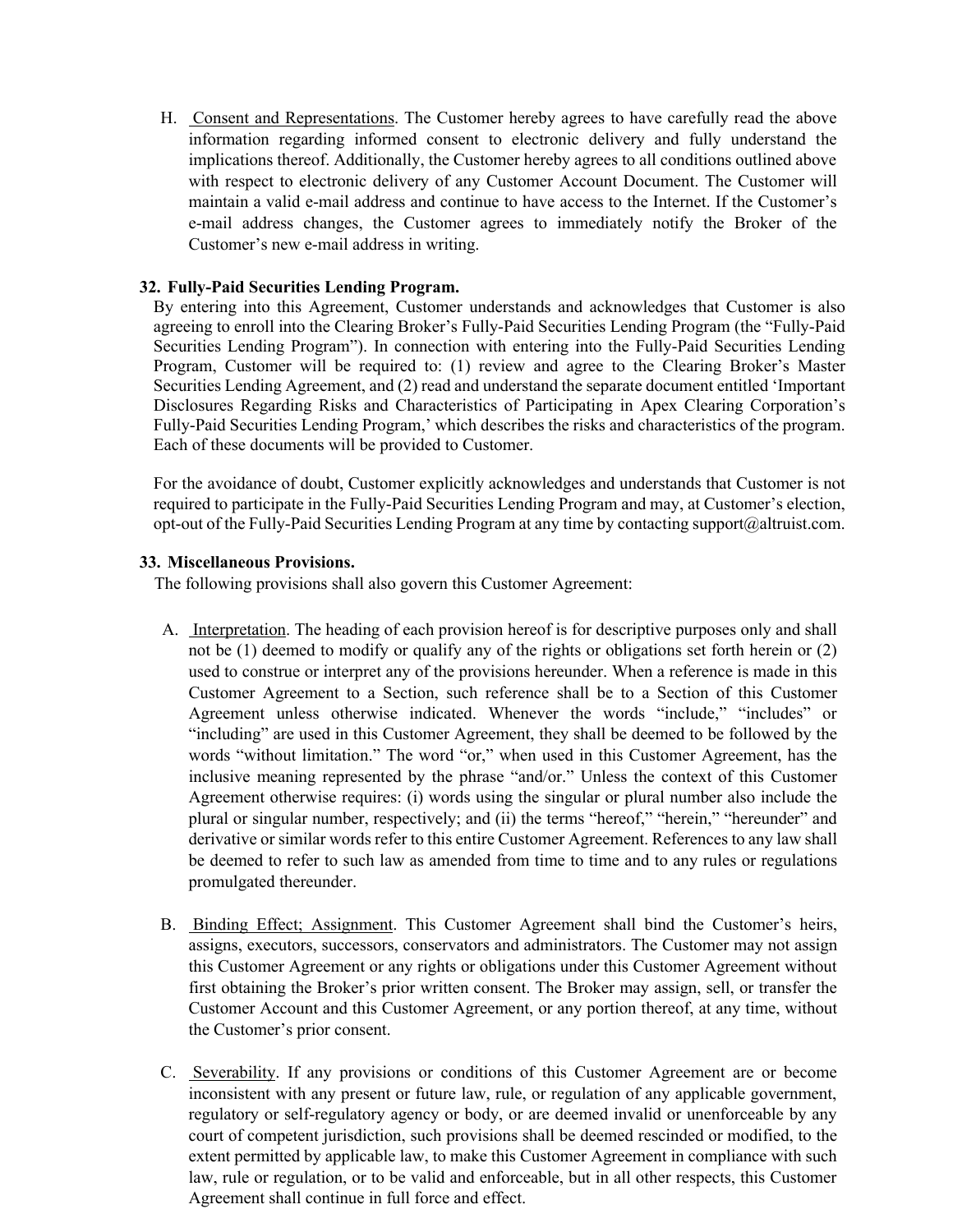H. <u>Consent and Representations</u>. The Customer hereby agrees to have carefully read the above information regarding informed consent to electronic delivery and fully understand the implications thereof. Additionally, the Customer hereby agrees to all conditions outlined above with respect to electronic delivery of any Customer Account Document. The Customer will maintain a valid e-mail address and continue to have access to the Internet. If the Customer's e-mail address changes, the Customer agrees to immediately notify the Broker of the Customer's new e-mail address in writing.

**32. Fully-Paid Securities Lending Program.**

By entering into this Agreement, Customer understands and acknowledges that Customer is also agreeing to enroll into the Clearing Broker's Fully-Paid Securities Lending Program (the "Fully-Paid Securities Lending Program"). In connection with entering into the Fully-Paid Securities Lending Program, Customer will be required to: (1) review and agree to the Clearing Broker's Master Securities Lending Agreement, and (2) read and understand the separate document entitled 'Important Disclosures Regarding Risks and Characteristics of Participating in Apex Clearing Corporation's Fully-Paid Securities Lending Program,' which describes the risks and characteristics of the program. Each of these documents will be provided to Customer.

For the avoidance of doubt, Customer explicitly acknowledges and understands that Customer is not required to participate in the Fully-Paid Securities Lending Program and may, at Customer's election, opt-out of the Fully-Paid Securities Lending Program at any time by contacting support@altruist.com.

**33. Miscellaneous Provisions.**

The following provisions shall also govern this Customer Agreement:

A. <u>Interpretation</u>. The heading of each provision hereof is for descriptive purposes only and shall not be (1) deemed to modify or qualify any of the rights or obligations set forth herein or (2) used to construe or interpret any of the provisions hereunder. When a reference is made in this Customer Agreement to a Section, such reference shall be to a Section of this Customer Agreement unless otherwise indicated. Whenever the words "include," "includes" or "including" are used in this Customer Agreement, they shall be deemed to be followed by the words "without limitation." The word "or," when used in this Customer Agreement, has the inclusive meaning represented by the phrase "and/or." Unless the context of this Customer Agreement otherwise requires: (i) words using the singular or plural number also include the plural or singular number, respectively; and (ii) the terms "hereof," "herein," "hereunder" and derivative or similar words refer to this entire Customer Agreement. References to any law shall be deemed to refer to such law as amended from time to time and to any rules or regulations promulgated thereunder.

B. <u>Binding Effect; Assignment</u>. This Customer Agreement shall bind the Customer's heirs, assigns, executors, successors, conservators and administrators. The Customer may not assign this Customer Agreement or any rights or obligations under this Customer Agreement without first obtaining the Broker's prior written consent. The Broker may assign, sell, or transfer the Customer Account and this Customer Agreement, or any portion thereof, at any time, without the Customer's prior consent.

C. <u>Severability</u>. If any provisions or conditions of this Customer Agreement are or become inconsistent with any present or future law, rule, or regulation of any applicable government, regulatory or self-regulatory agency or body, or are deemed invalid or unenforceable by any court of competent jurisdiction, such provisions shall be deemed rescinded or modified, to the extent permitted by applicable law, to make this Customer Agreement in compliance with such law, rule or regulation, or to be valid and enforceable, but in all other respects, this Customer Agreement shall continue in full force and effect.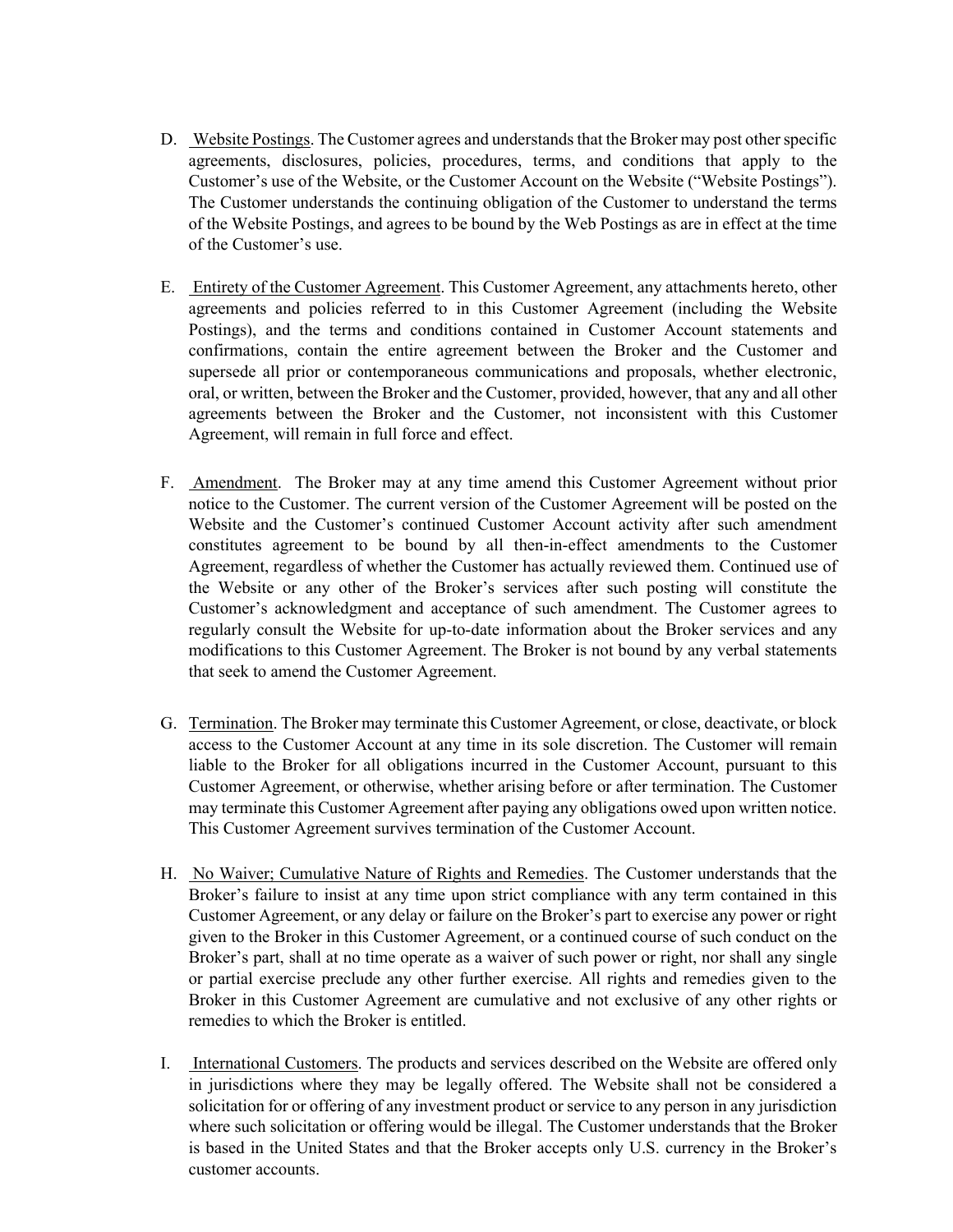D. Website Postings. The Customer agrees and understands that the Broker may post other specific agreements, disclosures, policies, procedures, terms, and conditions that apply to the Customer's use of the Website, or the Customer Account on the Website ("Website Postings"). The Customer understands the continuing obligation of the Customer to understand the terms of the Website Postings, and agrees to be bound by the Web Postings as are in effect at the time of the Customer's use.

E. Entirety of the Customer Agreement. This Customer Agreement, any attachments hereto, other agreements and policies referred to in this Customer Agreement (including the Website Postings), and the terms and conditions contained in Customer Account statements and confirmations, contain the entire agreement between the Broker and the Customer and supersede all prior or contemporaneous communications and proposals, whether electronic, oral, or written, between the Broker and the Customer, provided, however, that any and all other agreements between the Broker and the Customer, not inconsistent with this Customer Agreement, will remain in full force and effect.

F. Amendment. The Broker may at any time amend this Customer Agreement without prior notice to the Customer. The current version of the Customer Agreement will be posted on the Website and the Customer's continued Customer Account activity after such amendment constitutes agreement to be bound by all then-in-effect amendments to the Customer Agreement, regardless of whether the Customer has actually reviewed them. Continued use of the Website or any other of the Broker's services after such posting will constitute the Customer's acknowledgment and acceptance of such amendment. The Customer agrees to regularly consult the Website for up-to-date information about the Broker services and any modifications to this Customer Agreement. The Broker is not bound by any verbal statements that seek to amend the Customer Agreement.

G. Termination. The Broker may terminate this Customer Agreement, or close, deactivate, or block access to the Customer Account at any time in its sole discretion. The Customer will remain liable to the Broker for all obligations incurred in the Customer Account, pursuant to this Customer Agreement, or otherwise, whether arising before or after termination. The Customer may terminate this Customer Agreement after paying any obligations owed upon written notice. This Customer Agreement survives termination of the Customer Account.

H. No Waiver; Cumulative Nature of Rights and Remedies. The Customer understands that the Broker's failure to insist at any time upon strict compliance with any term contained in this Customer Agreement, or any delay or failure on the Broker's part to exercise any power or right given to the Broker in this Customer Agreement, or a continued course of such conduct on the Broker's part, shall at no time operate as a waiver of such power or right, nor shall any single or partial exercise preclude any other further exercise. All rights and remedies given to the Broker in this Customer Agreement are cumulative and not exclusive of any other rights or remedies to which the Broker is entitled.

I. International Customers. The products and services described on the Website are offered only in jurisdictions where they may be legally offered. The Website shall not be considered a solicitation for or offering of any investment product or service to any person in any jurisdiction where such solicitation or offering would be illegal. The Customer understands that the Broker is based in the United States and that the Broker accepts only U.S. currency in the Broker's customer accounts.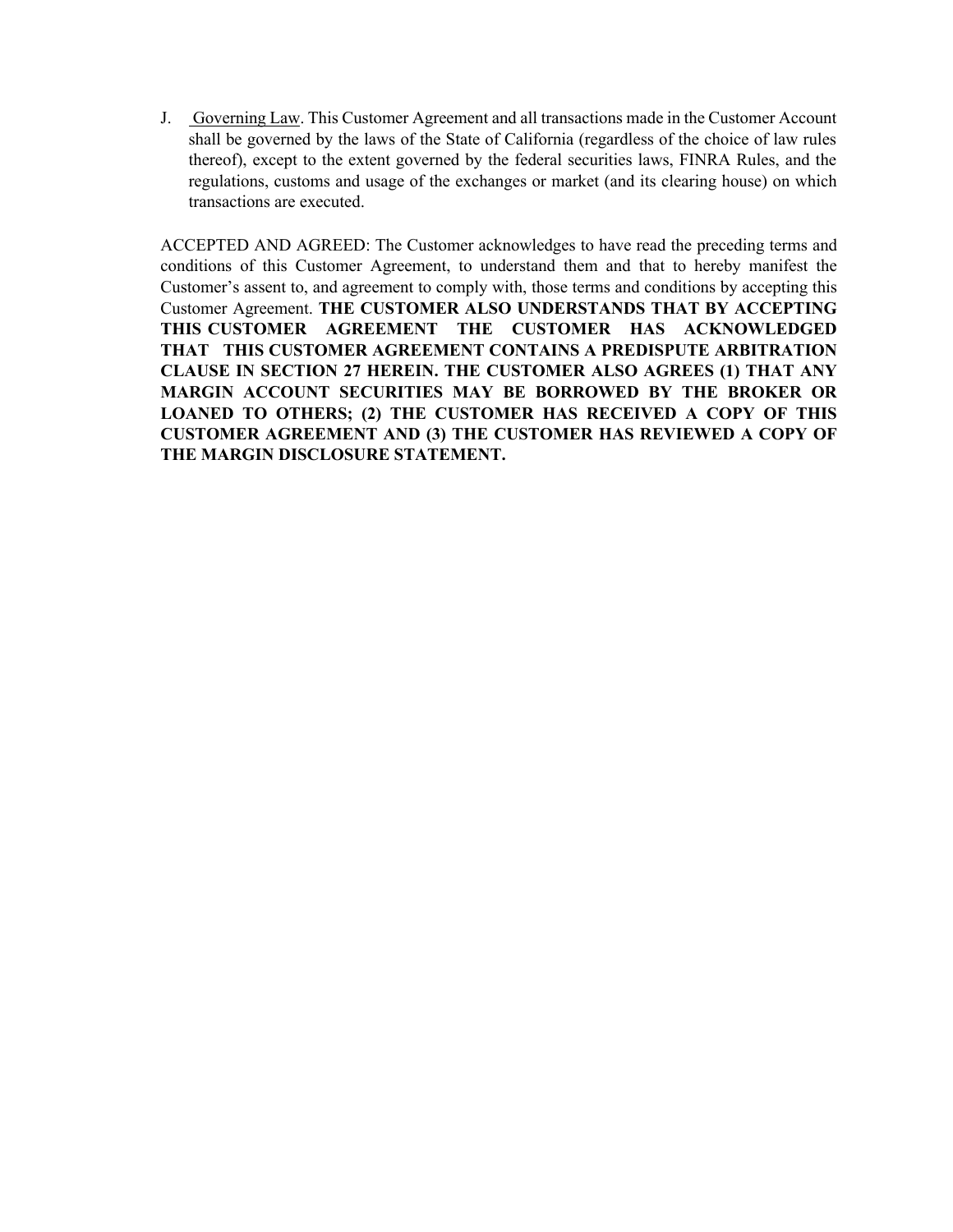J. Governing Law. This Customer Agreement and all transactions made in the Customer Account shall be governed by the laws of the State of California (regardless of the choice of law rules thereof), except to the extent governed by the federal securities laws, FINRA Rules, and the regulations, customs and usage of the exchanges or market (and its clearing house) on which transactions are executed.

ACCEPTED AND AGREED: The Customer acknowledges to have read the preceding terms and conditions of this Customer Agreement, to understand them and that to hereby manifest the Customer's assent to, and agreement to comply with, those terms and conditions by accepting this Customer Agreement. **THE CUSTOMER ALSO UNDERSTANDS THAT BY ACCEPTING THIS CUSTOMER AGREEMENT THE CUSTOMER HAS ACKNOWLEDGED THAT THIS CUSTOMER AGREEMENT CONTAINS A PREDISPUTE ARBITRATION CLAUSE IN SECTION 27 HEREIN. THE CUSTOMER ALSO AGREES (1) THAT ANY MARGIN ACCOUNT SECURITIES MAY BE BORROWED BY THE BROKER OR LOANED TO OTHERS; (2) THE CUSTOMER HAS RECEIVED A COPY OF THIS CUSTOMER AGREEMENT AND (3) THE CUSTOMER HAS REVIEWED A COPY OF THE MARGIN DISCLOSURE STATEMENT.**